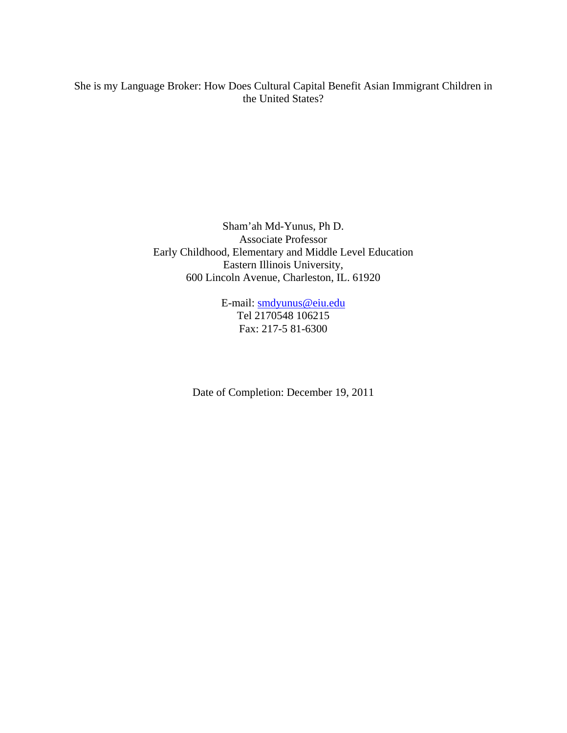# She is my Language Broker: How Does Cultural Capital Benefit Asian Immigrant Children in the United States?

Sham'ah Md-Yunus, Ph D.
Associate Professor
Early Childhood, Elementary and Middle Level Education
Eastern Illinois University,
600 Lincoln Avenue, Charleston, IL. 61920

E-mail: smdyunus@eiu.edu
Tel 2170548 106215
Fax: 217-5 81-6300

Date of Completion: December 19, 2011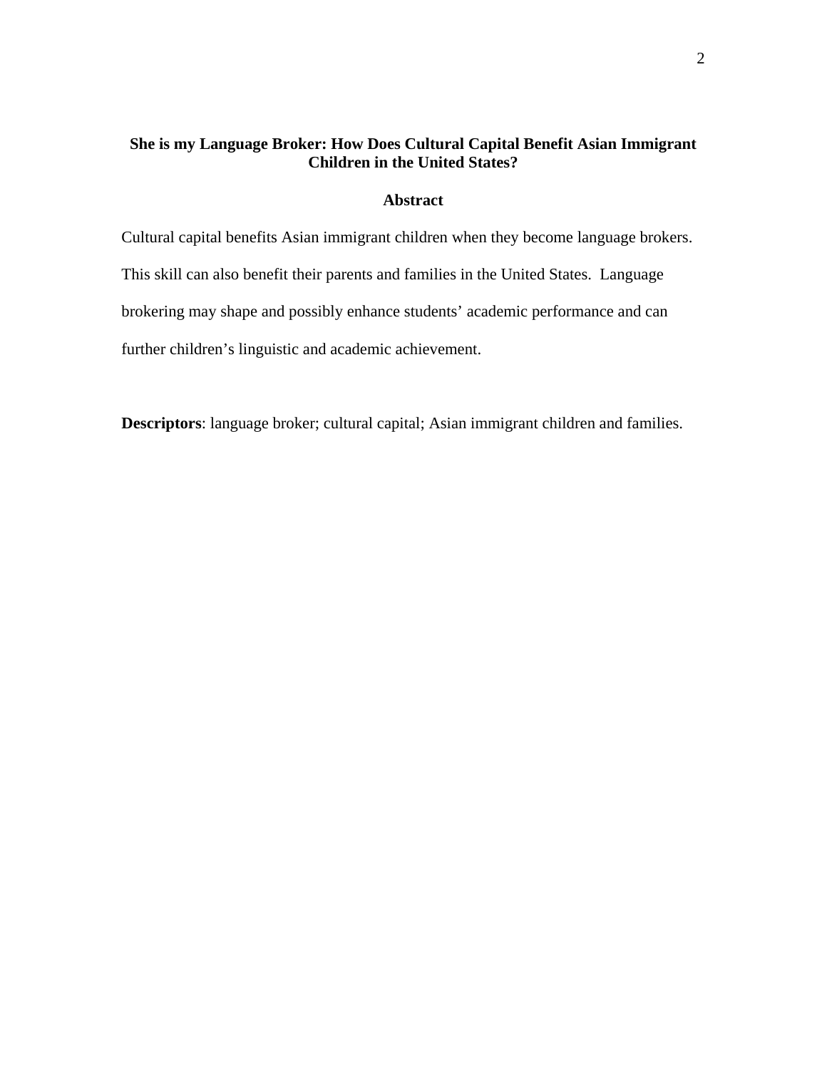# She is my Language Broker: How Does Cultural Capital Benefit Asian Immigrant Children in the United States?

## Abstract

Cultural capital benefits Asian immigrant children when they become language brokers. This skill can also benefit their parents and families in the United States. Language brokering may shape and possibly enhance students' academic performance and can further children's linguistic and academic achievement.

**Descriptors**: language broker; cultural capital; Asian immigrant children and families.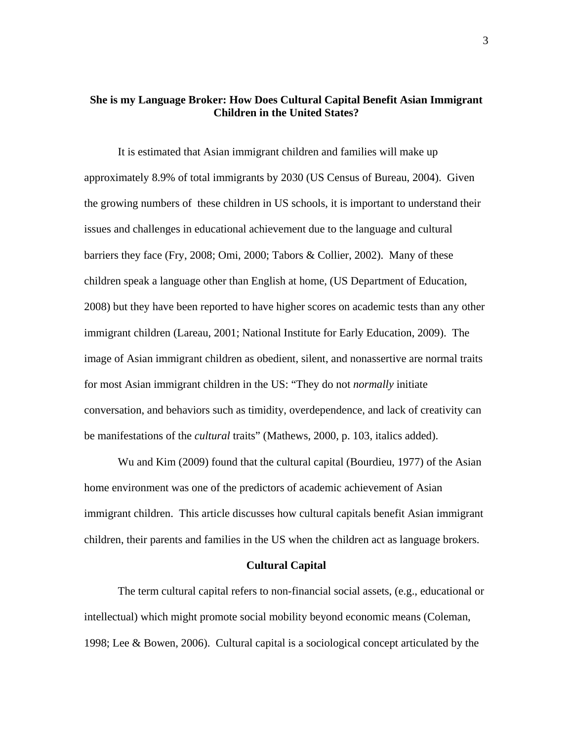**She is my Language Broker: How Does Cultural Capital Benefit Asian Immigrant Children in the United States?**

It is estimated that Asian immigrant children and families will make up approximately 8.9% of total immigrants by 2030 (US Census of Bureau, 2004). Given the growing numbers of these children in US schools, it is important to understand their issues and challenges in educational achievement due to the language and cultural barriers they face (Fry, 2008; Omi, 2000; Tabors & Collier, 2002). Many of these children speak a language other than English at home, (US Department of Education, 2008) but they have been reported to have higher scores on academic tests than any other immigrant children (Lareau, 2001; National Institute for Early Education, 2009). The image of Asian immigrant children as obedient, silent, and nonassertive are normal traits for most Asian immigrant children in the US: "They do not *normally* initiate conversation, and behaviors such as timidity, overdependence, and lack of creativity can be manifestations of the *cultural* traits" (Mathews, 2000, p. 103, italics added).

Wu and Kim (2009) found that the cultural capital (Bourdieu, 1977) of the Asian home environment was one of the predictors of academic achievement of Asian immigrant children. This article discusses how cultural capitals benefit Asian immigrant children, their parents and families in the US when the children act as language brokers.

## Cultural Capital

The term cultural capital refers to non-financial social assets, (e.g., educational or intellectual) which might promote social mobility beyond economic means (Coleman, 1998; Lee & Bowen, 2006). Cultural capital is a sociological concept articulated by the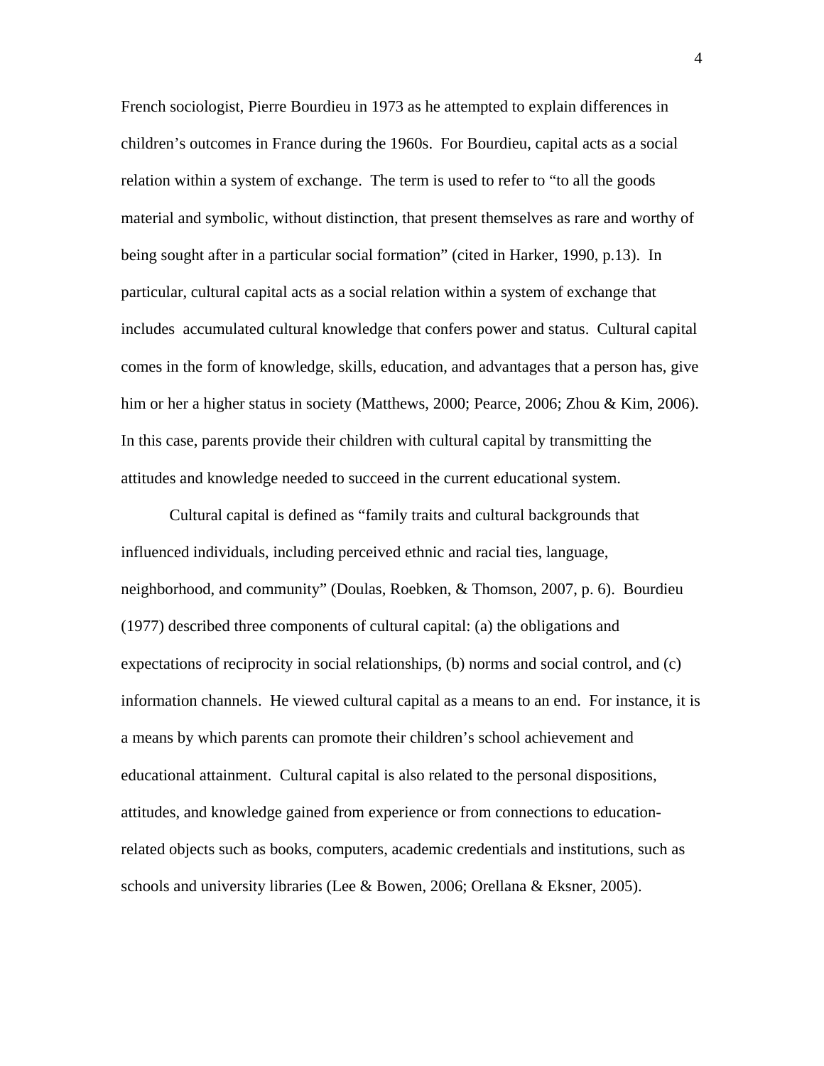French sociologist, Pierre Bourdieu in 1973 as he attempted to explain differences in children's outcomes in France during the 1960s. For Bourdieu, capital acts as a social relation within a system of exchange. The term is used to refer to "to all the goods material and symbolic, without distinction, that present themselves as rare and worthy of being sought after in a particular social formation" (cited in Harker, 1990, p.13). In particular, cultural capital acts as a social relation within a system of exchange that includes accumulated cultural knowledge that confers power and status. Cultural capital comes in the form of knowledge, skills, education, and advantages that a person has, give him or her a higher status in society (Matthews, 2000; Pearce, 2006; Zhou & Kim, 2006). In this case, parents provide their children with cultural capital by transmitting the attitudes and knowledge needed to succeed in the current educational system.

Cultural capital is defined as "family traits and cultural backgrounds that influenced individuals, including perceived ethnic and racial ties, language, neighborhood, and community" (Doulas, Roebken, & Thomson, 2007, p. 6). Bourdieu (1977) described three components of cultural capital: (a) the obligations and expectations of reciprocity in social relationships, (b) norms and social control, and (c) information channels. He viewed cultural capital as a means to an end. For instance, it is a means by which parents can promote their children's school achievement and educational attainment. Cultural capital is also related to the personal dispositions, attitudes, and knowledge gained from experience or from connections to education-related objects such as books, computers, academic credentials and institutions, such as schools and university libraries (Lee & Bowen, 2006; Orellana & Eksner, 2005).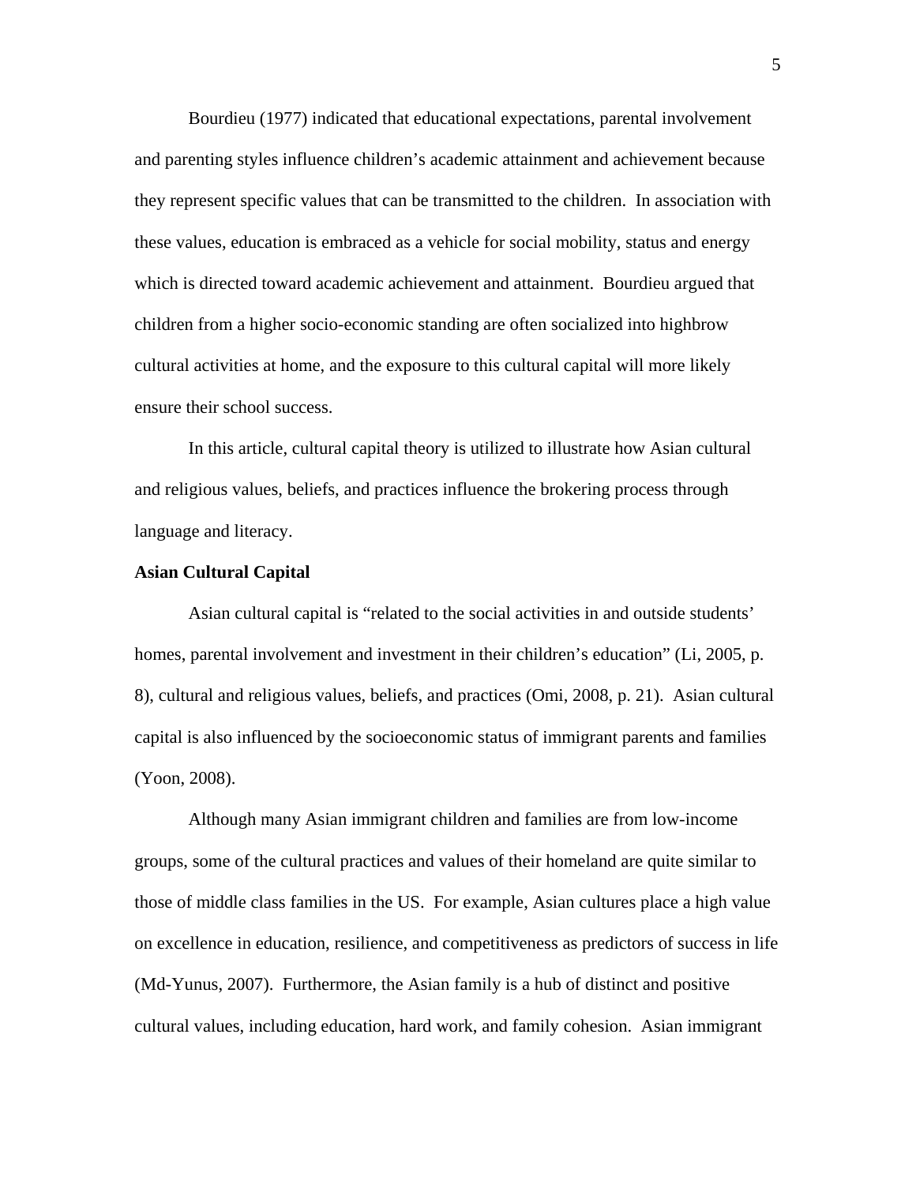Bourdieu (1977) indicated that educational expectations, parental involvement and parenting styles influence children's academic attainment and achievement because they represent specific values that can be transmitted to the children. In association with these values, education is embraced as a vehicle for social mobility, status and energy which is directed toward academic achievement and attainment. Bourdieu argued that children from a higher socio-economic standing are often socialized into highbrow cultural activities at home, and the exposure to this cultural capital will more likely ensure their school success.

In this article, cultural capital theory is utilized to illustrate how Asian cultural and religious values, beliefs, and practices influence the brokering process through language and literacy.

**Asian Cultural Capital**

Asian cultural capital is "related to the social activities in and outside students' homes, parental involvement and investment in their children's education" (Li, 2005, p. 8), cultural and religious values, beliefs, and practices (Omi, 2008, p. 21). Asian cultural capital is also influenced by the socioeconomic status of immigrant parents and families (Yoon, 2008).

Although many Asian immigrant children and families are from low-income groups, some of the cultural practices and values of their homeland are quite similar to those of middle class families in the US. For example, Asian cultures place a high value on excellence in education, resilience, and competitiveness as predictors of success in life (Md-Yunus, 2007). Furthermore, the Asian family is a hub of distinct and positive cultural values, including education, hard work, and family cohesion. Asian immigrant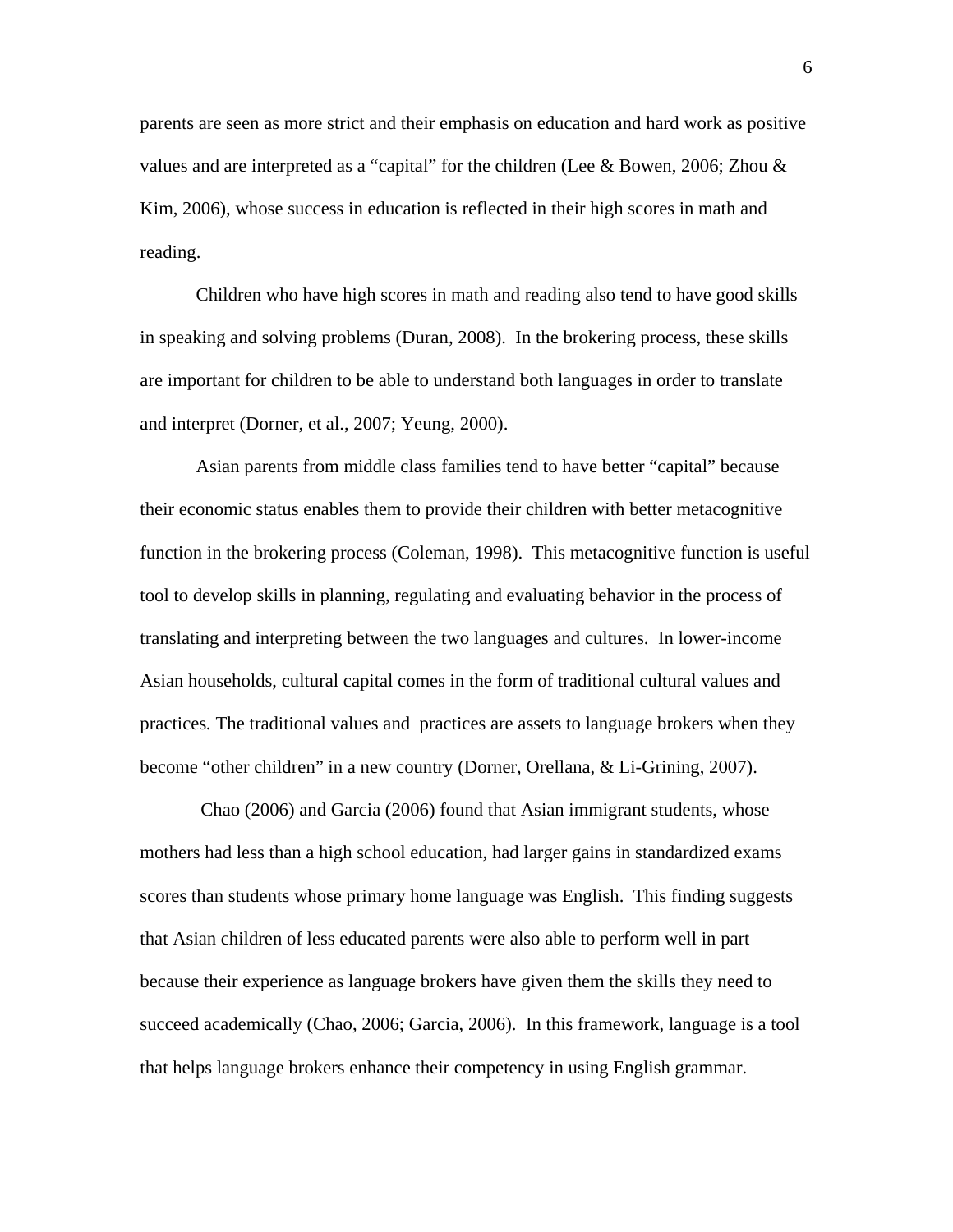parents are seen as more strict and their emphasis on education and hard work as positive values and are interpreted as a "capital" for the children (Lee & Bowen, 2006; Zhou & Kim, 2006), whose success in education is reflected in their high scores in math and reading.

Children who have high scores in math and reading also tend to have good skills in speaking and solving problems (Duran, 2008). In the brokering process, these skills are important for children to be able to understand both languages in order to translate and interpret (Dorner, et al., 2007; Yeung, 2000).

Asian parents from middle class families tend to have better "capital" because their economic status enables them to provide their children with better metacognitive function in the brokering process (Coleman, 1998). This metacognitive function is useful tool to develop skills in planning, regulating and evaluating behavior in the process of translating and interpreting between the two languages and cultures. In lower-income Asian households, cultural capital comes in the form of traditional cultural values and practices. The traditional values and practices are assets to language brokers when they become "other children" in a new country (Dorner, Orellana, & Li-Grining, 2007).

Chao (2006) and Garcia (2006) found that Asian immigrant students, whose mothers had less than a high school education, had larger gains in standardized exams scores than students whose primary home language was English. This finding suggests that Asian children of less educated parents were also able to perform well in part because their experience as language brokers have given them the skills they need to succeed academically (Chao, 2006; Garcia, 2006). In this framework, language is a tool that helps language brokers enhance their competency in using English grammar.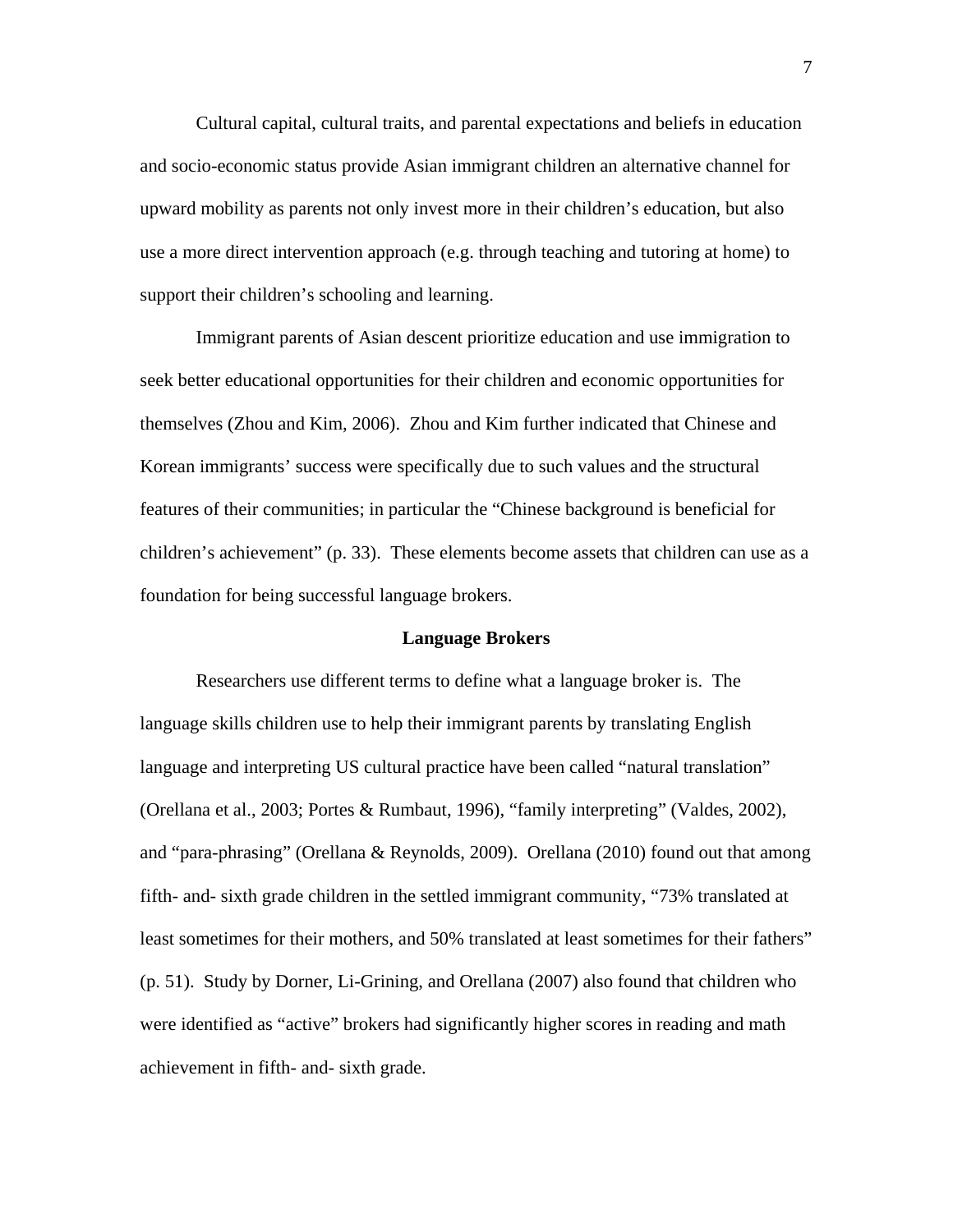Cultural capital, cultural traits, and parental expectations and beliefs in education and socio-economic status provide Asian immigrant children an alternative channel for upward mobility as parents not only invest more in their children's education, but also use a more direct intervention approach (e.g. through teaching and tutoring at home) to support their children's schooling and learning.

Immigrant parents of Asian descent prioritize education and use immigration to seek better educational opportunities for their children and economic opportunities for themselves (Zhou and Kim, 2006). Zhou and Kim further indicated that Chinese and Korean immigrants' success were specifically due to such values and the structural features of their communities; in particular the "Chinese background is beneficial for children's achievement" (p. 33). These elements become assets that children can use as a foundation for being successful language brokers.

## Language Brokers

Researchers use different terms to define what a language broker is. The language skills children use to help their immigrant parents by translating English language and interpreting US cultural practice have been called "natural translation" (Orellana et al., 2003; Portes & Rumbaut, 1996), "family interpreting" (Valdes, 2002), and "para-phrasing" (Orellana & Reynolds, 2009). Orellana (2010) found out that among fifth- and- sixth grade children in the settled immigrant community, "73% translated at least sometimes for their mothers, and 50% translated at least sometimes for their fathers" (p. 51). Study by Dorner, Li-Grining, and Orellana (2007) also found that children who were identified as "active" brokers had significantly higher scores in reading and math achievement in fifth- and- sixth grade.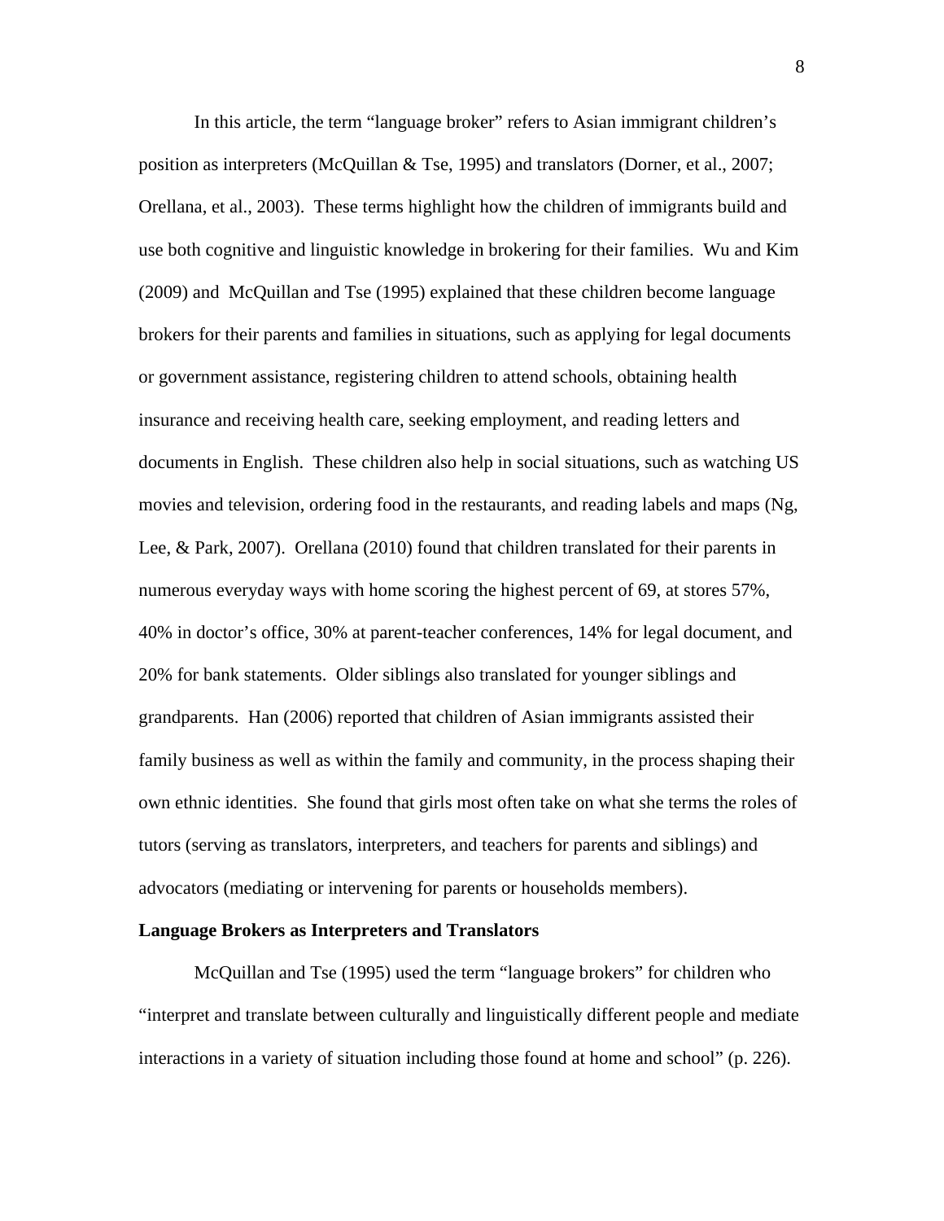In this article, the term "language broker" refers to Asian immigrant children's position as interpreters (McQuillan & Tse, 1995) and translators (Dorner, et al., 2007; Orellana, et al., 2003). These terms highlight how the children of immigrants build and use both cognitive and linguistic knowledge in brokering for their families. Wu and Kim (2009) and McQuillan and Tse (1995) explained that these children become language brokers for their parents and families in situations, such as applying for legal documents or government assistance, registering children to attend schools, obtaining health insurance and receiving health care, seeking employment, and reading letters and documents in English. These children also help in social situations, such as watching US movies and television, ordering food in the restaurants, and reading labels and maps (Ng, Lee, & Park, 2007). Orellana (2010) found that children translated for their parents in numerous everyday ways with home scoring the highest percent of 69, at stores 57%, 40% in doctor's office, 30% at parent-teacher conferences, 14% for legal document, and 20% for bank statements. Older siblings also translated for younger siblings and grandparents. Han (2006) reported that children of Asian immigrants assisted their family business as well as within the family and community, in the process shaping their own ethnic identities. She found that girls most often take on what she terms the roles of tutors (serving as translators, interpreters, and teachers for parents and siblings) and advocators (mediating or intervening for parents or households members).

**Language Brokers as Interpreters and Translators**

McQuillan and Tse (1995) used the term "language brokers" for children who "interpret and translate between culturally and linguistically different people and mediate interactions in a variety of situation including those found at home and school" (p. 226).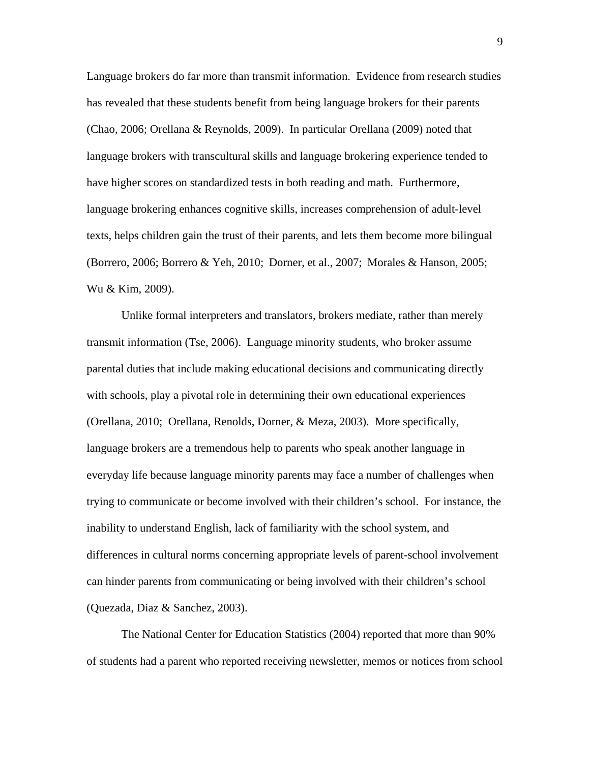Language brokers do far more than transmit information. Evidence from research studies has revealed that these students benefit from being language brokers for their parents (Chao, 2006; Orellana & Reynolds, 2009). In particular Orellana (2009) noted that language brokers with transcultural skills and language brokering experience tended to have higher scores on standardized tests in both reading and math. Furthermore, language brokering enhances cognitive skills, increases comprehension of adult-level texts, helps children gain the trust of their parents, and lets them become more bilingual (Borrero, 2006; Borrero & Yeh, 2010; Dorner, et al., 2007; Morales & Hanson, 2005; Wu & Kim, 2009).

Unlike formal interpreters and translators, brokers mediate, rather than merely transmit information (Tse, 2006). Language minority students, who broker assume parental duties that include making educational decisions and communicating directly with schools, play a pivotal role in determining their own educational experiences (Orellana, 2010; Orellana, Renolds, Dorner, & Meza, 2003). More specifically, language brokers are a tremendous help to parents who speak another language in everyday life because language minority parents may face a number of challenges when trying to communicate or become involved with their children's school. For instance, the inability to understand English, lack of familiarity with the school system, and differences in cultural norms concerning appropriate levels of parent-school involvement can hinder parents from communicating or being involved with their children's school (Quezada, Diaz & Sanchez, 2003).

The National Center for Education Statistics (2004) reported that more than 90% of students had a parent who reported receiving newsletter, memos or notices from school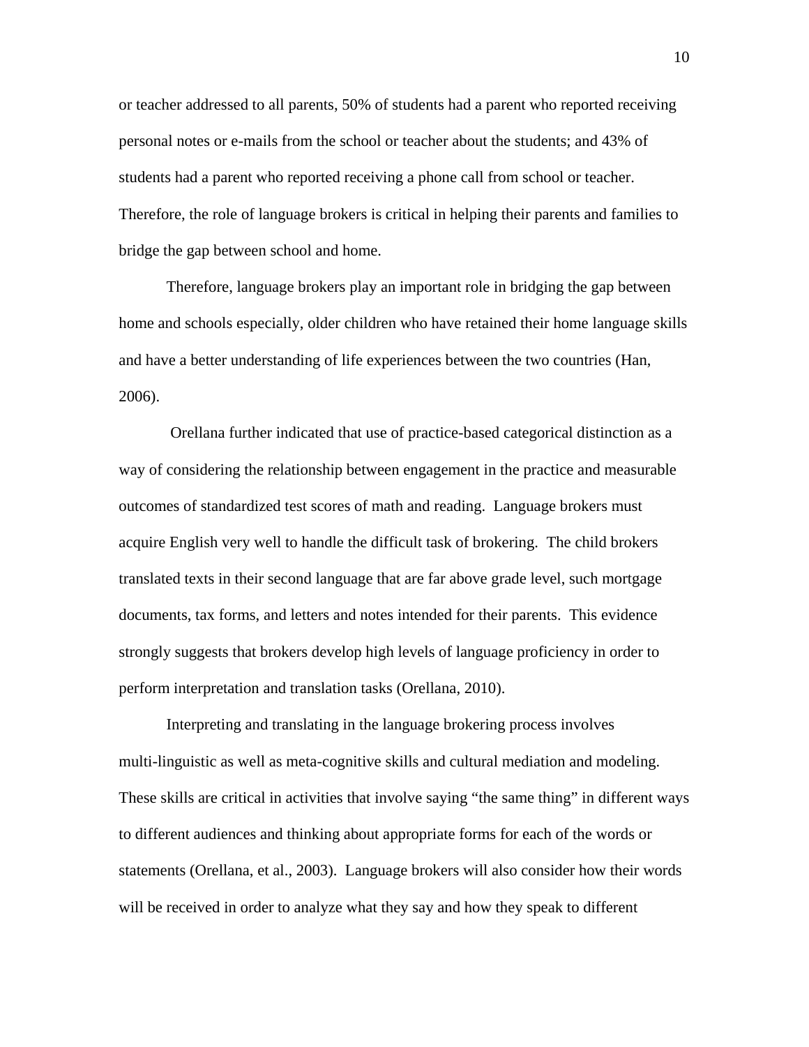or teacher addressed to all parents, 50% of students had a parent who reported receiving personal notes or e-mails from the school or teacher about the students; and 43% of students had a parent who reported receiving a phone call from school or teacher. Therefore, the role of language brokers is critical in helping their parents and families to bridge the gap between school and home.

Therefore, language brokers play an important role in bridging the gap between home and schools especially, older children who have retained their home language skills and have a better understanding of life experiences between the two countries (Han, 2006).

Orellana further indicated that use of practice-based categorical distinction as a way of considering the relationship between engagement in the practice and measurable outcomes of standardized test scores of math and reading. Language brokers must acquire English very well to handle the difficult task of brokering. The child brokers translated texts in their second language that are far above grade level, such mortgage documents, tax forms, and letters and notes intended for their parents. This evidence strongly suggests that brokers develop high levels of language proficiency in order to perform interpretation and translation tasks (Orellana, 2010).

Interpreting and translating in the language brokering process involves multi-linguistic as well as meta-cognitive skills and cultural mediation and modeling. These skills are critical in activities that involve saying "the same thing" in different ways to different audiences and thinking about appropriate forms for each of the words or statements (Orellana, et al., 2003). Language brokers will also consider how their words will be received in order to analyze what they say and how they speak to different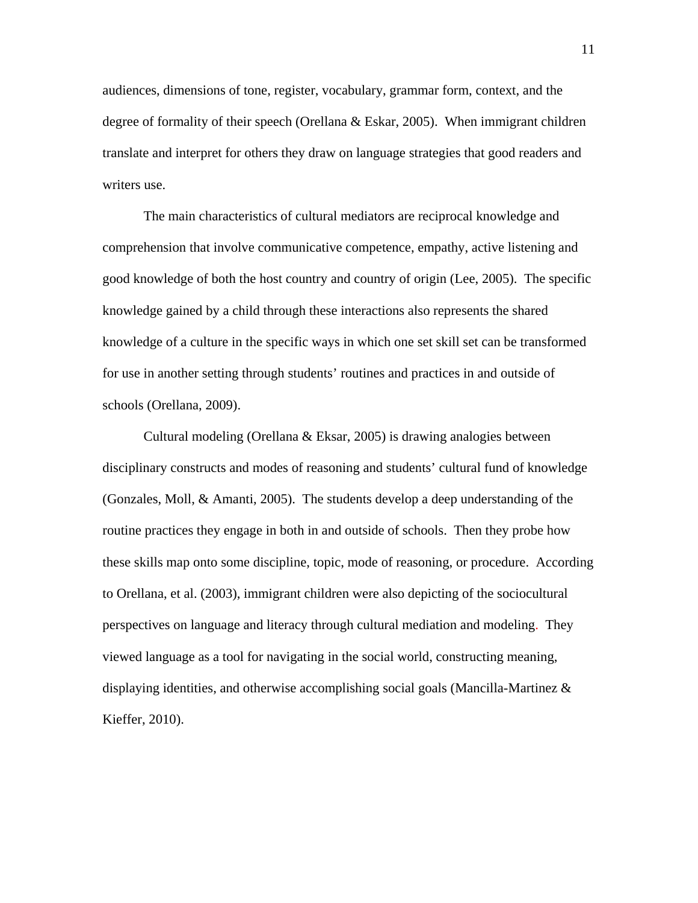audiences, dimensions of tone, register, vocabulary, grammar form, context, and the degree of formality of their speech (Orellana & Eskar, 2005). When immigrant children translate and interpret for others they draw on language strategies that good readers and writers use.

The main characteristics of cultural mediators are reciprocal knowledge and comprehension that involve communicative competence, empathy, active listening and good knowledge of both the host country and country of origin (Lee, 2005). The specific knowledge gained by a child through these interactions also represents the shared knowledge of a culture in the specific ways in which one set skill set can be transformed for use in another setting through students' routines and practices in and outside of schools (Orellana, 2009).

Cultural modeling (Orellana & Eksar, 2005) is drawing analogies between disciplinary constructs and modes of reasoning and students' cultural fund of knowledge (Gonzales, Moll, & Amanti, 2005). The students develop a deep understanding of the routine practices they engage in both in and outside of schools. Then they probe how these skills map onto some discipline, topic, mode of reasoning, or procedure. According to Orellana, et al. (2003), immigrant children were also depicting of the sociocultural perspectives on language and literacy through cultural mediation and modeling. They viewed language as a tool for navigating in the social world, constructing meaning, displaying identities, and otherwise accomplishing social goals (Mancilla-Martinez & Kieffer, 2010).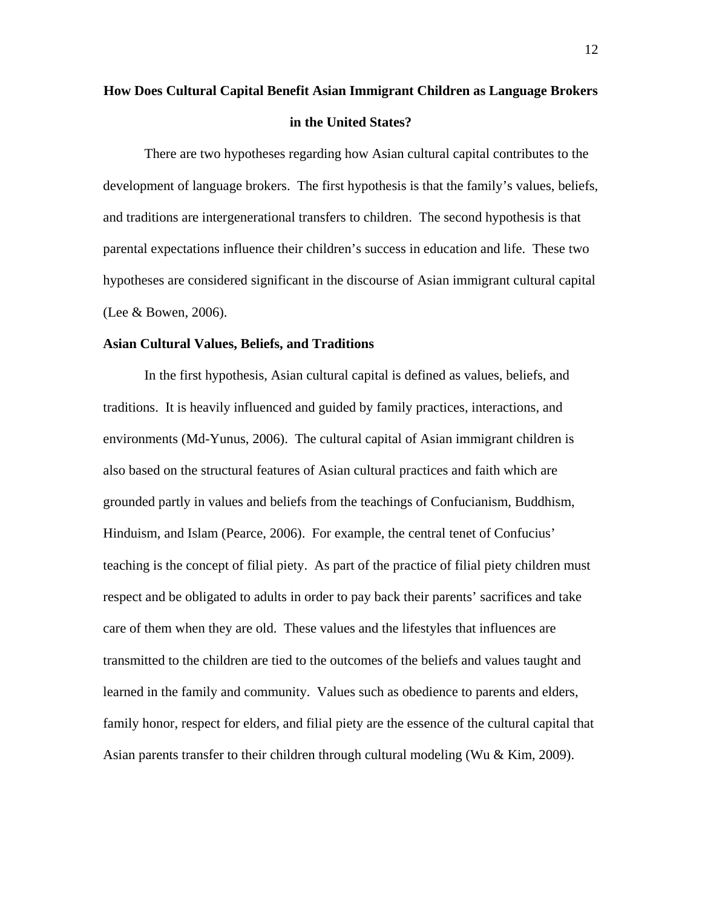# How Does Cultural Capital Benefit Asian Immigrant Children as Language Brokers in the United States?

There are two hypotheses regarding how Asian cultural capital contributes to the development of language brokers. The first hypothesis is that the family's values, beliefs, and traditions are intergenerational transfers to children. The second hypothesis is that parental expectations influence their children's success in education and life. These two hypotheses are considered significant in the discourse of Asian immigrant cultural capital (Lee & Bowen, 2006).

## Asian Cultural Values, Beliefs, and Traditions

In the first hypothesis, Asian cultural capital is defined as values, beliefs, and traditions. It is heavily influenced and guided by family practices, interactions, and environments (Md-Yunus, 2006). The cultural capital of Asian immigrant children is also based on the structural features of Asian cultural practices and faith which are grounded partly in values and beliefs from the teachings of Confucianism, Buddhism, Hinduism, and Islam (Pearce, 2006). For example, the central tenet of Confucius' teaching is the concept of filial piety. As part of the practice of filial piety children must respect and be obligated to adults in order to pay back their parents' sacrifices and take care of them when they are old. These values and the lifestyles that influences are transmitted to the children are tied to the outcomes of the beliefs and values taught and learned in the family and community. Values such as obedience to parents and elders, family honor, respect for elders, and filial piety are the essence of the cultural capital that Asian parents transfer to their children through cultural modeling (Wu & Kim, 2009).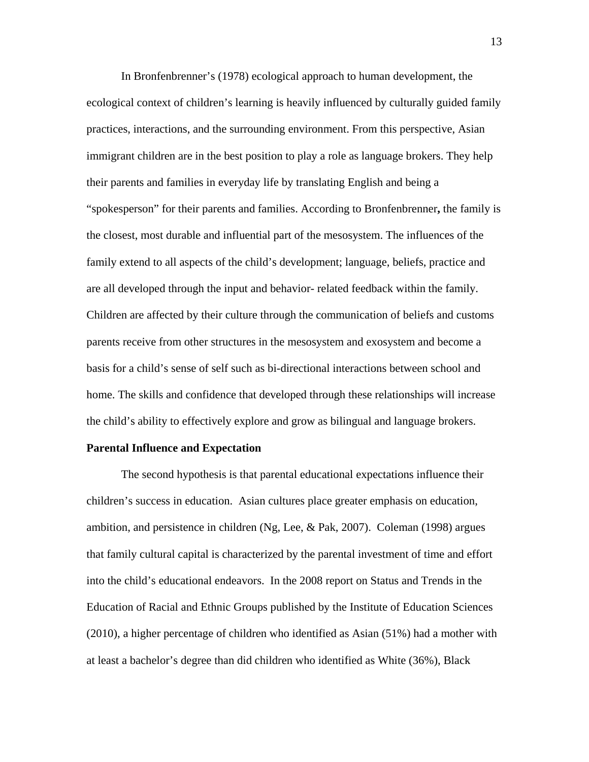In Bronfenbrenner's (1978) ecological approach to human development, the ecological context of children's learning is heavily influenced by culturally guided family practices, interactions, and the surrounding environment. From this perspective, Asian immigrant children are in the best position to play a role as language brokers. They help their parents and families in everyday life by translating English and being a "spokesperson" for their parents and families. According to Bronfenbrenner**,** the family is the closest, most durable and influential part of the mesosystem. The influences of the family extend to all aspects of the child's development; language, beliefs, practice and are all developed through the input and behavior- related feedback within the family. Children are affected by their culture through the communication of beliefs and customs parents receive from other structures in the mesosystem and exosystem and become a basis for a child's sense of self such as bi-directional interactions between school and home. The skills and confidence that developed through these relationships will increase the child's ability to effectively explore and grow as bilingual and language brokers.

**Parental Influence and Expectation**

The second hypothesis is that parental educational expectations influence their children's success in education. Asian cultures place greater emphasis on education, ambition, and persistence in children (Ng, Lee, & Pak, 2007). Coleman (1998) argues that family cultural capital is characterized by the parental investment of time and effort into the child's educational endeavors. In the 2008 report on Status and Trends in the Education of Racial and Ethnic Groups published by the Institute of Education Sciences (2010), a higher percentage of children who identified as Asian (51%) had a mother with at least a bachelor's degree than did children who identified as White (36%), Black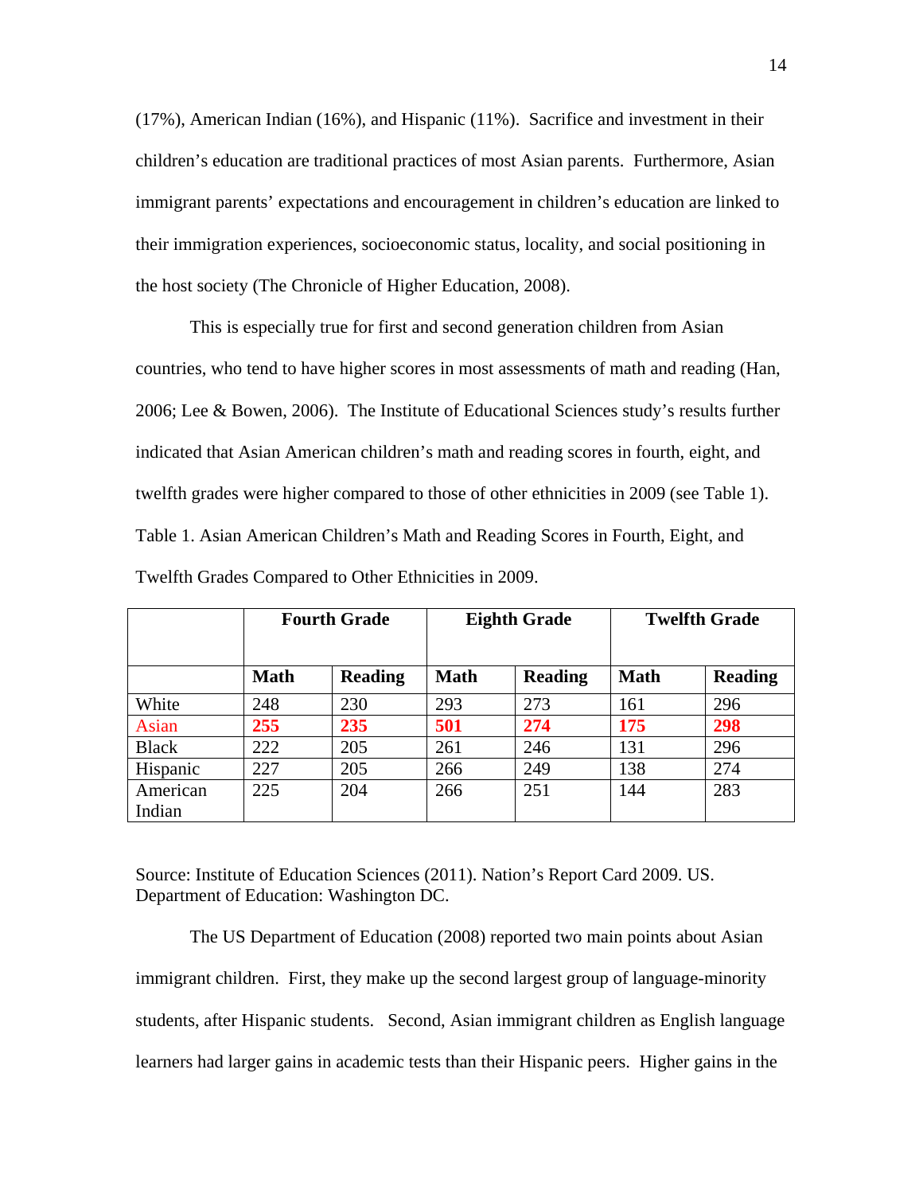(17%), American Indian (16%), and Hispanic (11%). Sacrifice and investment in their children's education are traditional practices of most Asian parents. Furthermore, Asian immigrant parents' expectations and encouragement in children's education are linked to their immigration experiences, socioeconomic status, locality, and social positioning in the host society (The Chronicle of Higher Education, 2008).

This is especially true for first and second generation children from Asian countries, who tend to have higher scores in most assessments of math and reading (Han, 2006; Lee & Bowen, 2006). The Institute of Educational Sciences study's results further indicated that Asian American children's math and reading scores in fourth, eight, and twelfth grades were higher compared to those of other ethnicities in 2009 (see Table 1).

Table 1. Asian American Children's Math and Reading Scores in Fourth, Eight, and Twelfth Grades Compared to Other Ethnicities in 2009.

| | **Fourth Grade** | | **Eighth Grade** | | **Twelfth Grade** | |
|---|---|---|---|---|---|---|
| | **Math** | **Reading** | **Math** | **Reading** | **Math** | **Reading** |
| White | 248 | 230 | 293 | 273 | 161 | 296 |
| Asian | **255** | **235** | **501** | **274** | **175** | **298** |
| Black | 222 | 205 | 261 | 246 | 131 | 296 |
| Hispanic | 227 | 205 | 266 | 249 | 138 | 274 |
| American Indian | 225 | 204 | 266 | 251 | 144 | 283 |

Source: Institute of Education Sciences (2011). Nation's Report Card 2009. US. Department of Education: Washington DC.

The US Department of Education (2008) reported two main points about Asian immigrant children. First, they make up the second largest group of language-minority students, after Hispanic students. Second, Asian immigrant children as English language learners had larger gains in academic tests than their Hispanic peers. Higher gains in the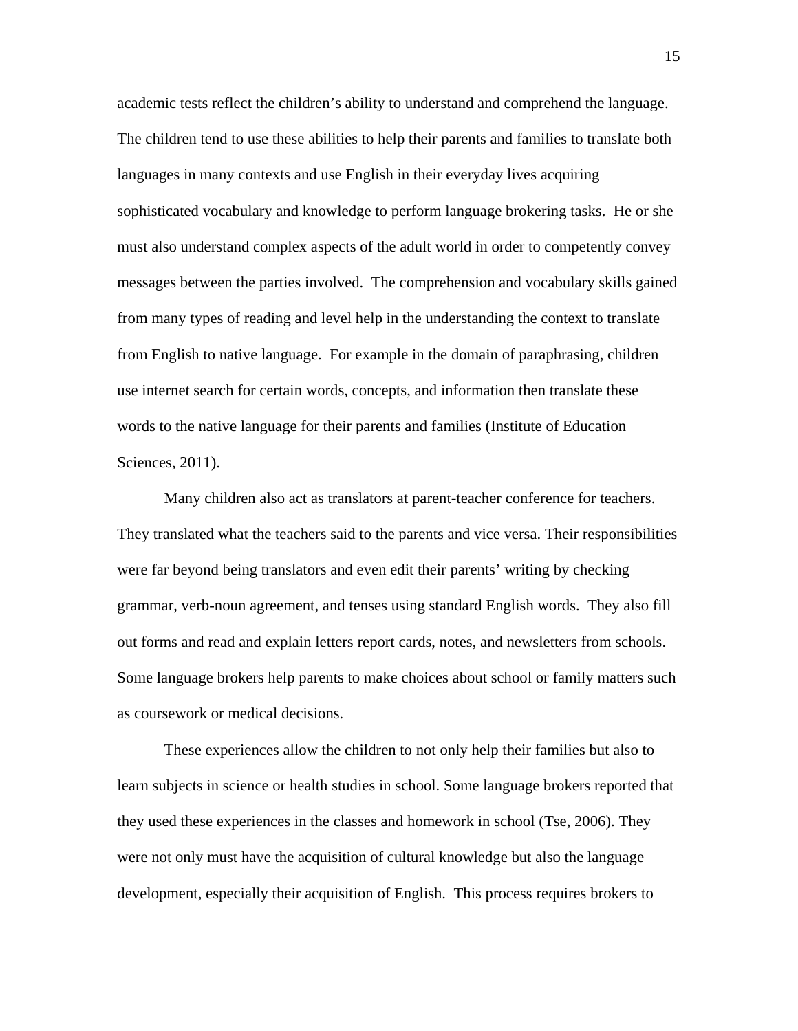academic tests reflect the children's ability to understand and comprehend the language. The children tend to use these abilities to help their parents and families to translate both languages in many contexts and use English in their everyday lives acquiring sophisticated vocabulary and knowledge to perform language brokering tasks. He or she must also understand complex aspects of the adult world in order to competently convey messages between the parties involved. The comprehension and vocabulary skills gained from many types of reading and level help in the understanding the context to translate from English to native language. For example in the domain of paraphrasing, children use internet search for certain words, concepts, and information then translate these words to the native language for their parents and families (Institute of Education Sciences, 2011).

Many children also act as translators at parent-teacher conference for teachers. They translated what the teachers said to the parents and vice versa. Their responsibilities were far beyond being translators and even edit their parents' writing by checking grammar, verb-noun agreement, and tenses using standard English words. They also fill out forms and read and explain letters report cards, notes, and newsletters from schools. Some language brokers help parents to make choices about school or family matters such as coursework or medical decisions.

These experiences allow the children to not only help their families but also to learn subjects in science or health studies in school. Some language brokers reported that they used these experiences in the classes and homework in school (Tse, 2006). They were not only must have the acquisition of cultural knowledge but also the language development, especially their acquisition of English. This process requires brokers to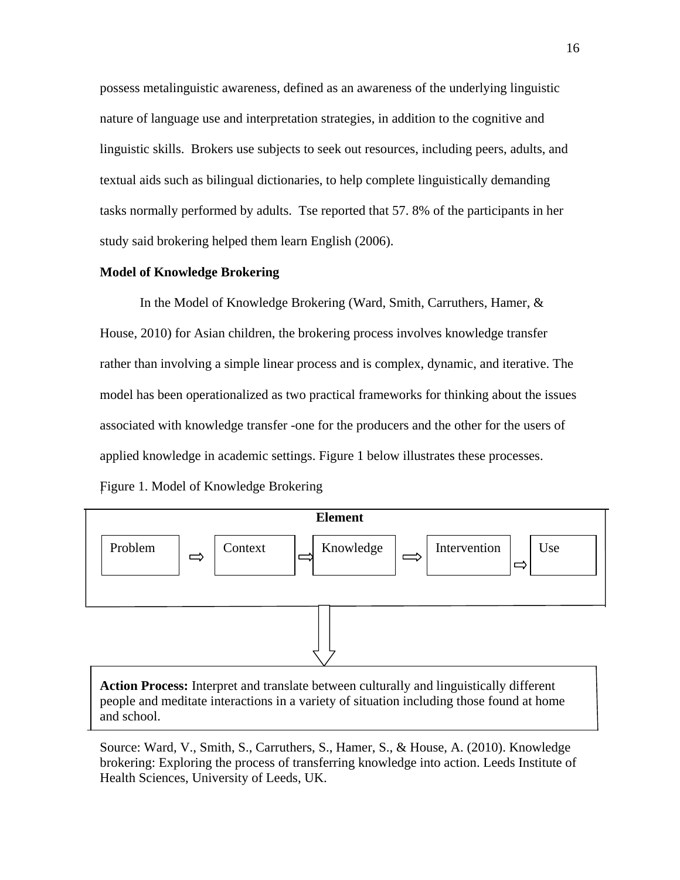possess metalinguistic awareness, defined as an awareness of the underlying linguistic nature of language use and interpretation strategies, in addition to the cognitive and linguistic skills.  Brokers use subjects to seek out resources, including peers, adults, and textual aids such as bilingual dictionaries, to help complete linguistically demanding tasks normally performed by adults.  Tse reported that 57. 8% of the participants in her study said brokering helped them learn English (2006).

**Model of Knowledge Brokering**

In the Model of Knowledge Brokering (Ward, Smith, Carruthers, Hamer, & House, 2010) for Asian children, the brokering process involves knowledge transfer rather than involving a simple linear process and is complex, dynamic, and iterative. The model has been operationalized as two practical frameworks for thinking about the issues associated with knowledge transfer -one for the producers and the other for the users of applied knowledge in academic settings. Figure 1 below illustrates these processes.

Figure 1. Model of Knowledge Brokering

**Element**

Problem ⇨ Context ⇨ Knowledge ⇨ Intervention ⇨ Use

⇩

**Action Process:** Interpret and translate between culturally and linguistically different people and meditate interactions in a variety of situation including those found at home and school.

Source: Ward, V., Smith, S., Carruthers, S., Hamer, S., & House, A. (2010). Knowledge brokering: Exploring the process of transferring knowledge into action. Leeds Institute of Health Sciences, University of Leeds, UK.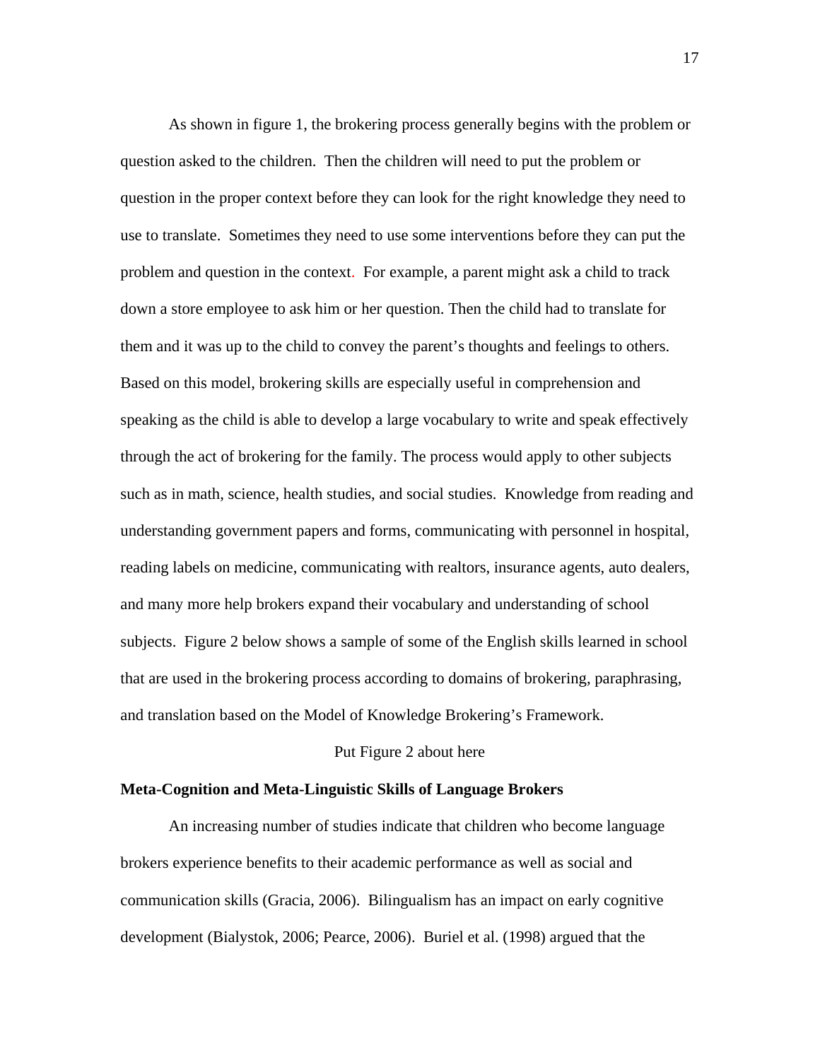As shown in figure 1, the brokering process generally begins with the problem or question asked to the children. Then the children will need to put the problem or question in the proper context before they can look for the right knowledge they need to use to translate. Sometimes they need to use some interventions before they can put the problem and question in the context. For example, a parent might ask a child to track down a store employee to ask him or her question. Then the child had to translate for them and it was up to the child to convey the parent's thoughts and feelings to others. Based on this model, brokering skills are especially useful in comprehension and speaking as the child is able to develop a large vocabulary to write and speak effectively through the act of brokering for the family. The process would apply to other subjects such as in math, science, health studies, and social studies. Knowledge from reading and understanding government papers and forms, communicating with personnel in hospital, reading labels on medicine, communicating with realtors, insurance agents, auto dealers, and many more help brokers expand their vocabulary and understanding of school subjects. Figure 2 below shows a sample of some of the English skills learned in school that are used in the brokering process according to domains of brokering, paraphrasing, and translation based on the Model of Knowledge Brokering's Framework.

Put Figure 2 about here

**Meta-Cognition and Meta-Linguistic Skills of Language Brokers**

An increasing number of studies indicate that children who become language brokers experience benefits to their academic performance as well as social and communication skills (Gracia, 2006). Bilingualism has an impact on early cognitive development (Bialystok, 2006; Pearce, 2006). Buriel et al. (1998) argued that the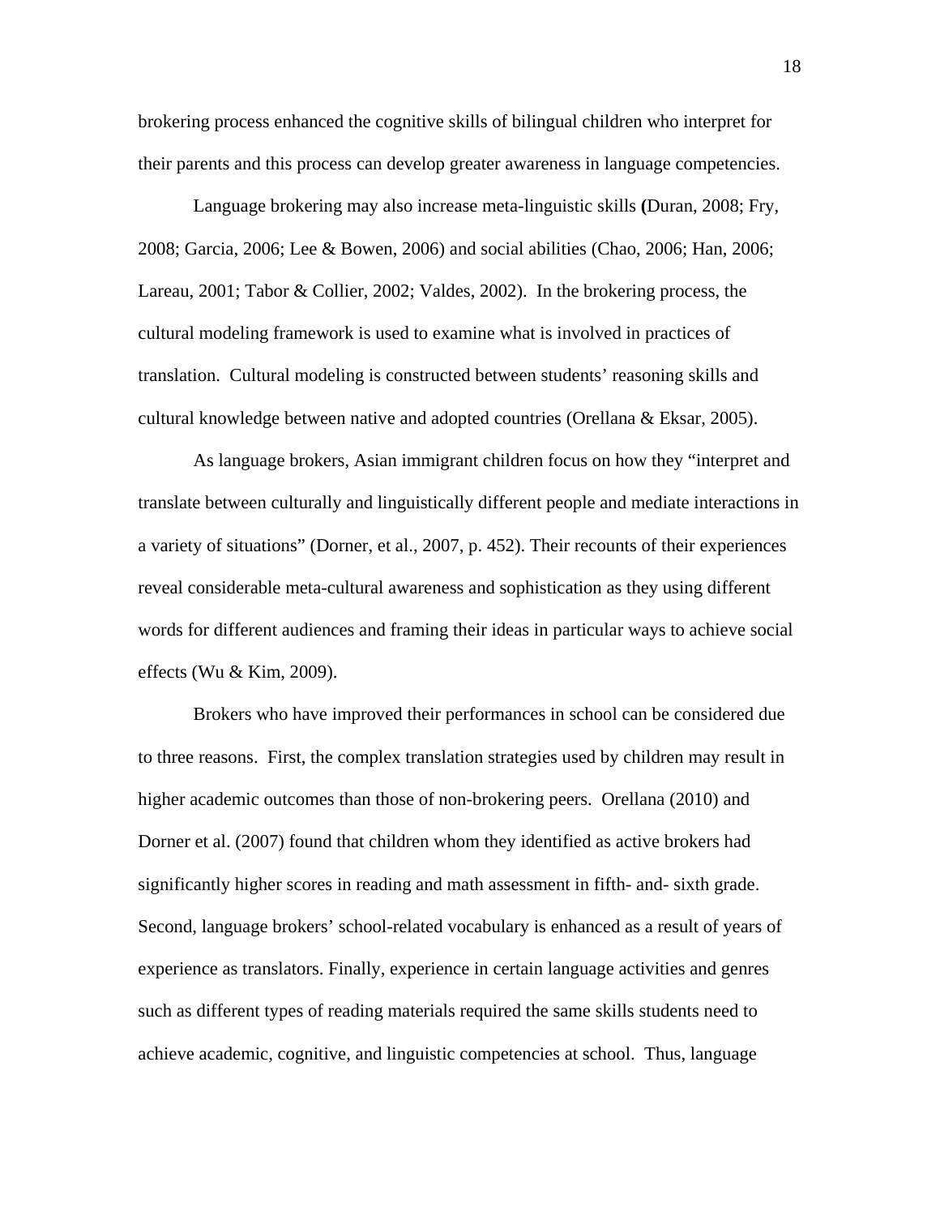brokering process enhanced the cognitive skills of bilingual children who interpret for their parents and this process can develop greater awareness in language competencies.

Language brokering may also increase meta-linguistic skills (Duran, 2008; Fry, 2008; Garcia, 2006; Lee & Bowen, 2006) and social abilities (Chao, 2006; Han, 2006; Lareau, 2001; Tabor & Collier, 2002; Valdes, 2002). In the brokering process, the cultural modeling framework is used to examine what is involved in practices of translation. Cultural modeling is constructed between students' reasoning skills and cultural knowledge between native and adopted countries (Orellana & Eksar, 2005).

As language brokers, Asian immigrant children focus on how they "interpret and translate between culturally and linguistically different people and mediate interactions in a variety of situations" (Dorner, et al., 2007, p. 452). Their recounts of their experiences reveal considerable meta-cultural awareness and sophistication as they using different words for different audiences and framing their ideas in particular ways to achieve social effects (Wu & Kim, 2009).

Brokers who have improved their performances in school can be considered due to three reasons. First, the complex translation strategies used by children may result in higher academic outcomes than those of non-brokering peers. Orellana (2010) and Dorner et al. (2007) found that children whom they identified as active brokers had significantly higher scores in reading and math assessment in fifth- and- sixth grade. Second, language brokers' school-related vocabulary is enhanced as a result of years of experience as translators. Finally, experience in certain language activities and genres such as different types of reading materials required the same skills students need to achieve academic, cognitive, and linguistic competencies at school. Thus, language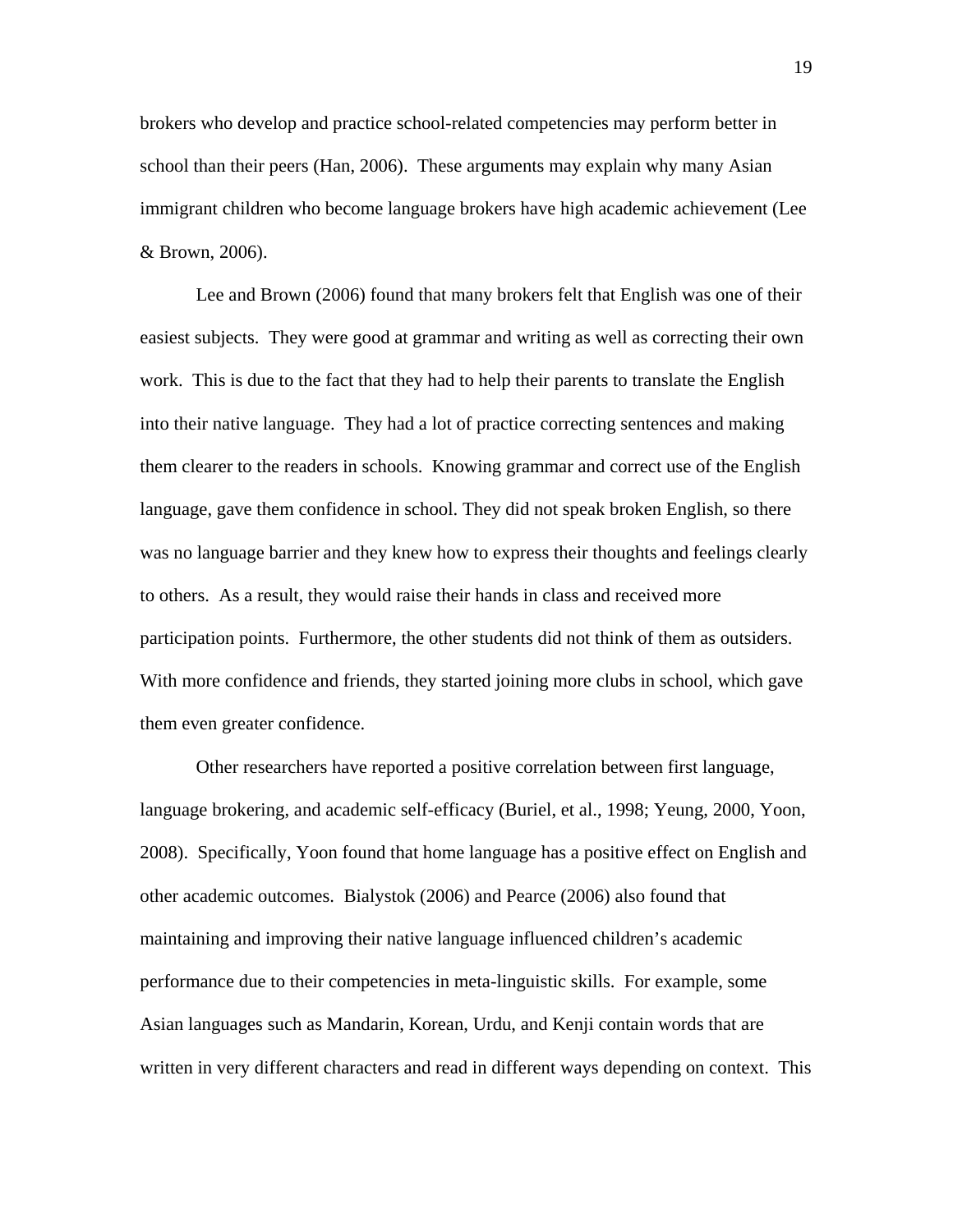brokers who develop and practice school-related competencies may perform better in school than their peers (Han, 2006). These arguments may explain why many Asian immigrant children who become language brokers have high academic achievement (Lee & Brown, 2006).

Lee and Brown (2006) found that many brokers felt that English was one of their easiest subjects. They were good at grammar and writing as well as correcting their own work. This is due to the fact that they had to help their parents to translate the English into their native language. They had a lot of practice correcting sentences and making them clearer to the readers in schools. Knowing grammar and correct use of the English language, gave them confidence in school. They did not speak broken English, so there was no language barrier and they knew how to express their thoughts and feelings clearly to others. As a result, they would raise their hands in class and received more participation points. Furthermore, the other students did not think of them as outsiders. With more confidence and friends, they started joining more clubs in school, which gave them even greater confidence.

Other researchers have reported a positive correlation between first language, language brokering, and academic self-efficacy (Buriel, et al., 1998; Yeung, 2000, Yoon, 2008). Specifically, Yoon found that home language has a positive effect on English and other academic outcomes. Bialystok (2006) and Pearce (2006) also found that maintaining and improving their native language influenced children's academic performance due to their competencies in meta-linguistic skills. For example, some Asian languages such as Mandarin, Korean, Urdu, and Kenji contain words that are written in very different characters and read in different ways depending on context. This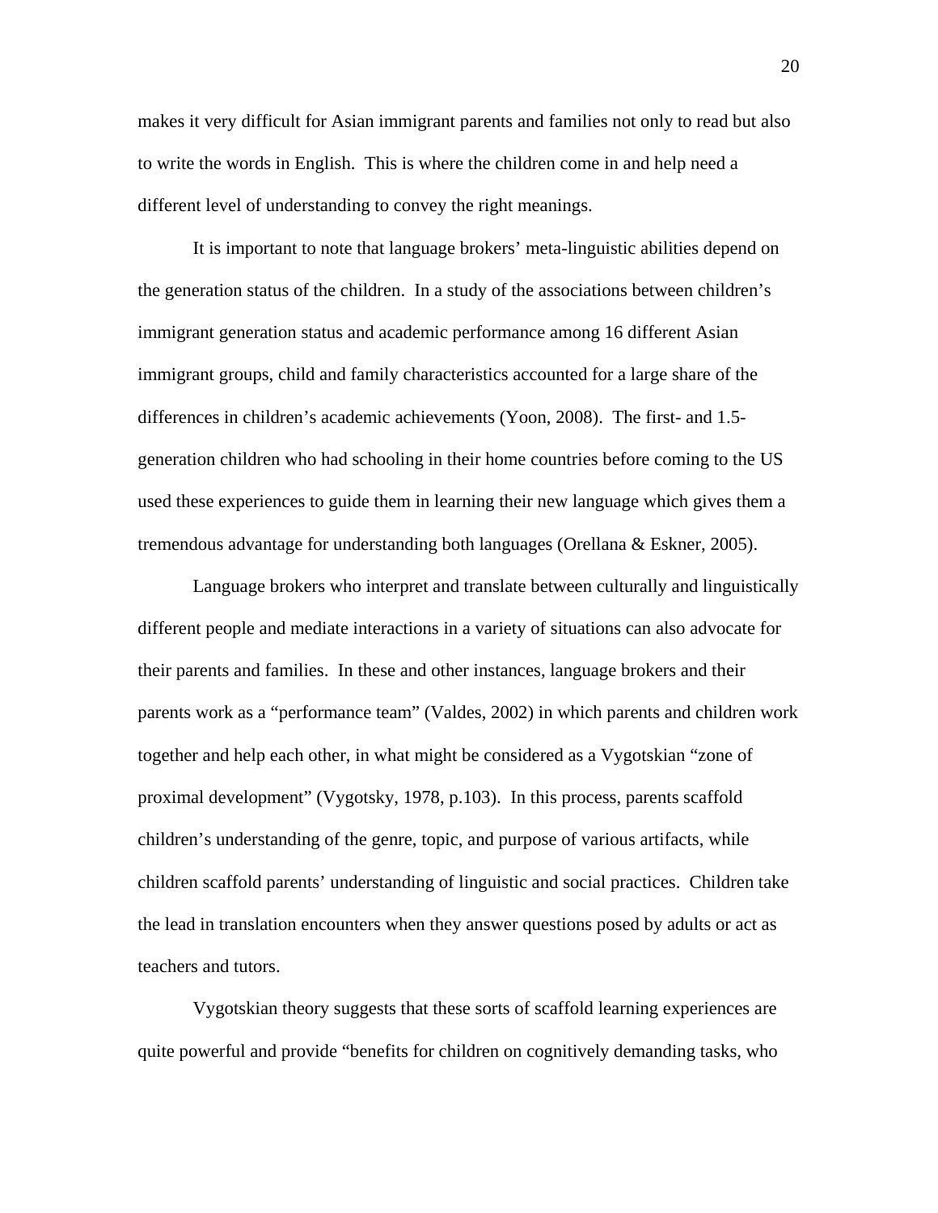makes it very difficult for Asian immigrant parents and families not only to read but also to write the words in English. This is where the children come in and help need a different level of understanding to convey the right meanings.

It is important to note that language brokers' meta-linguistic abilities depend on the generation status of the children. In a study of the associations between children's immigrant generation status and academic performance among 16 different Asian immigrant groups, child and family characteristics accounted for a large share of the differences in children's academic achievements (Yoon, 2008). The first- and 1.5-generation children who had schooling in their home countries before coming to the US used these experiences to guide them in learning their new language which gives them a tremendous advantage for understanding both languages (Orellana & Eskner, 2005).

Language brokers who interpret and translate between culturally and linguistically different people and mediate interactions in a variety of situations can also advocate for their parents and families. In these and other instances, language brokers and their parents work as a "performance team" (Valdes, 2002) in which parents and children work together and help each other, in what might be considered as a Vygotskian "zone of proximal development" (Vygotsky, 1978, p.103). In this process, parents scaffold children's understanding of the genre, topic, and purpose of various artifacts, while children scaffold parents' understanding of linguistic and social practices. Children take the lead in translation encounters when they answer questions posed by adults or act as teachers and tutors.

Vygotskian theory suggests that these sorts of scaffold learning experiences are quite powerful and provide "benefits for children on cognitively demanding tasks, who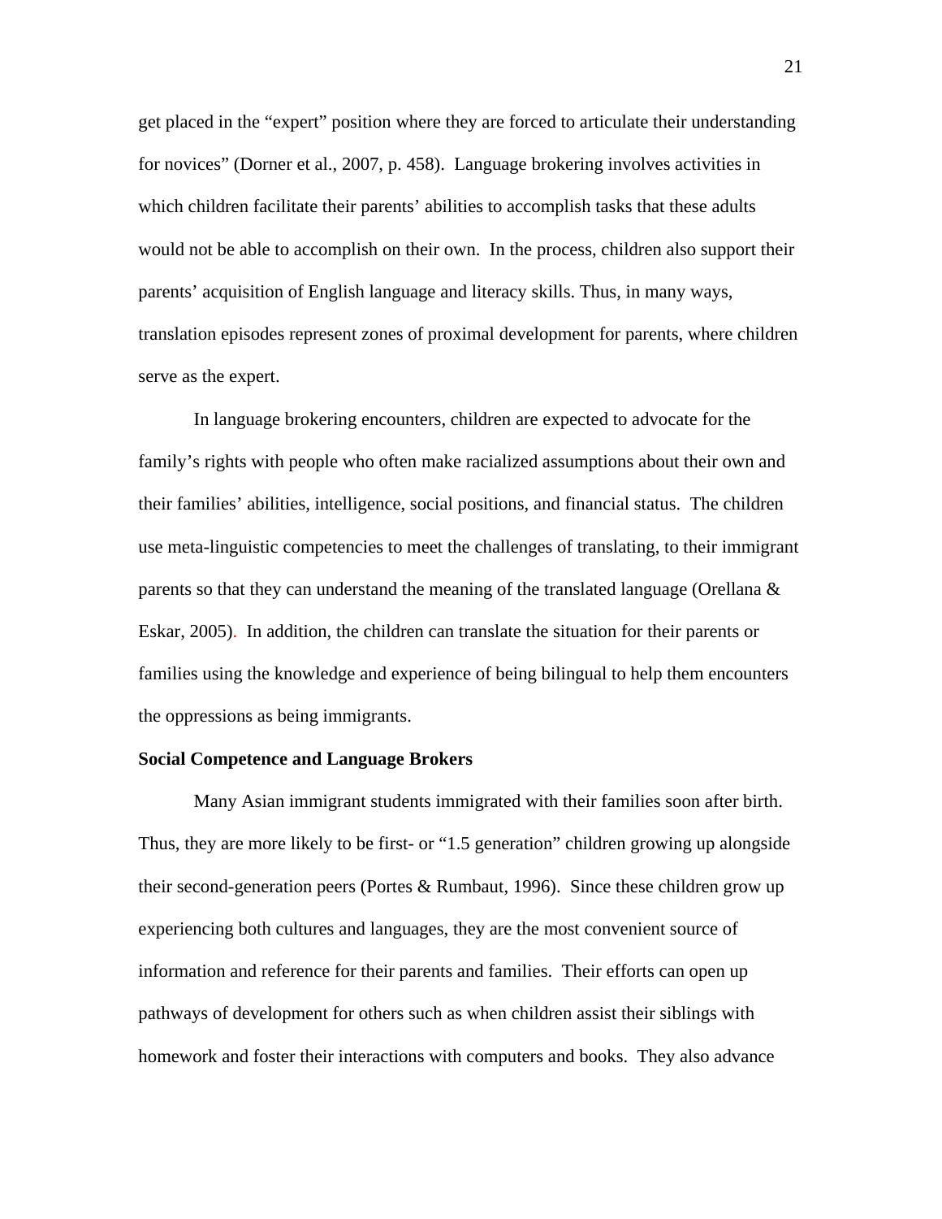get placed in the "expert" position where they are forced to articulate their understanding for novices" (Dorner et al., 2007, p. 458). Language brokering involves activities in which children facilitate their parents' abilities to accomplish tasks that these adults would not be able to accomplish on their own. In the process, children also support their parents' acquisition of English language and literacy skills. Thus, in many ways, translation episodes represent zones of proximal development for parents, where children serve as the expert.

In language brokering encounters, children are expected to advocate for the family's rights with people who often make racialized assumptions about their own and their families' abilities, intelligence, social positions, and financial status. The children use meta-linguistic competencies to meet the challenges of translating, to their immigrant parents so that they can understand the meaning of the translated language (Orellana & Eskar, 2005). In addition, the children can translate the situation for their parents or families using the knowledge and experience of being bilingual to help them encounters the oppressions as being immigrants.

**Social Competence and Language Brokers**

Many Asian immigrant students immigrated with their families soon after birth. Thus, they are more likely to be first- or "1.5 generation" children growing up alongside their second-generation peers (Portes & Rumbaut, 1996). Since these children grow up experiencing both cultures and languages, they are the most convenient source of information and reference for their parents and families. Their efforts can open up pathways of development for others such as when children assist their siblings with homework and foster their interactions with computers and books. They also advance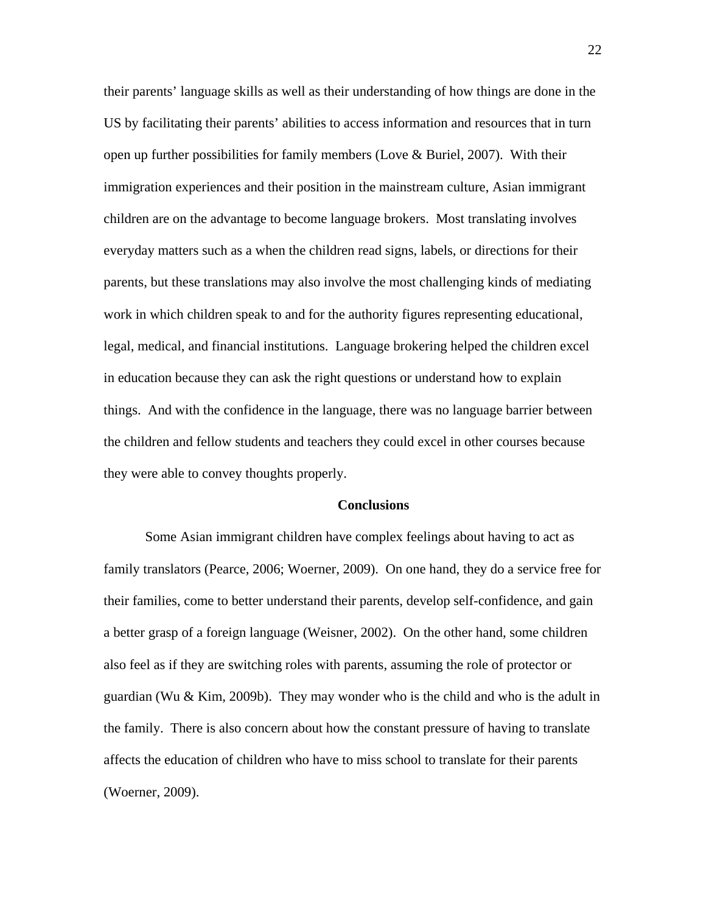their parents' language skills as well as their understanding of how things are done in the US by facilitating their parents' abilities to access information and resources that in turn open up further possibilities for family members (Love & Buriel, 2007). With their immigration experiences and their position in the mainstream culture, Asian immigrant children are on the advantage to become language brokers. Most translating involves everyday matters such as a when the children read signs, labels, or directions for their parents, but these translations may also involve the most challenging kinds of mediating work in which children speak to and for the authority figures representing educational, legal, medical, and financial institutions. Language brokering helped the children excel in education because they can ask the right questions or understand how to explain things. And with the confidence in the language, there was no language barrier between the children and fellow students and teachers they could excel in other courses because they were able to convey thoughts properly.

## Conclusions

Some Asian immigrant children have complex feelings about having to act as family translators (Pearce, 2006; Woerner, 2009). On one hand, they do a service free for their families, come to better understand their parents, develop self-confidence, and gain a better grasp of a foreign language (Weisner, 2002). On the other hand, some children also feel as if they are switching roles with parents, assuming the role of protector or guardian (Wu & Kim, 2009b). They may wonder who is the child and who is the adult in the family. There is also concern about how the constant pressure of having to translate affects the education of children who have to miss school to translate for their parents (Woerner, 2009).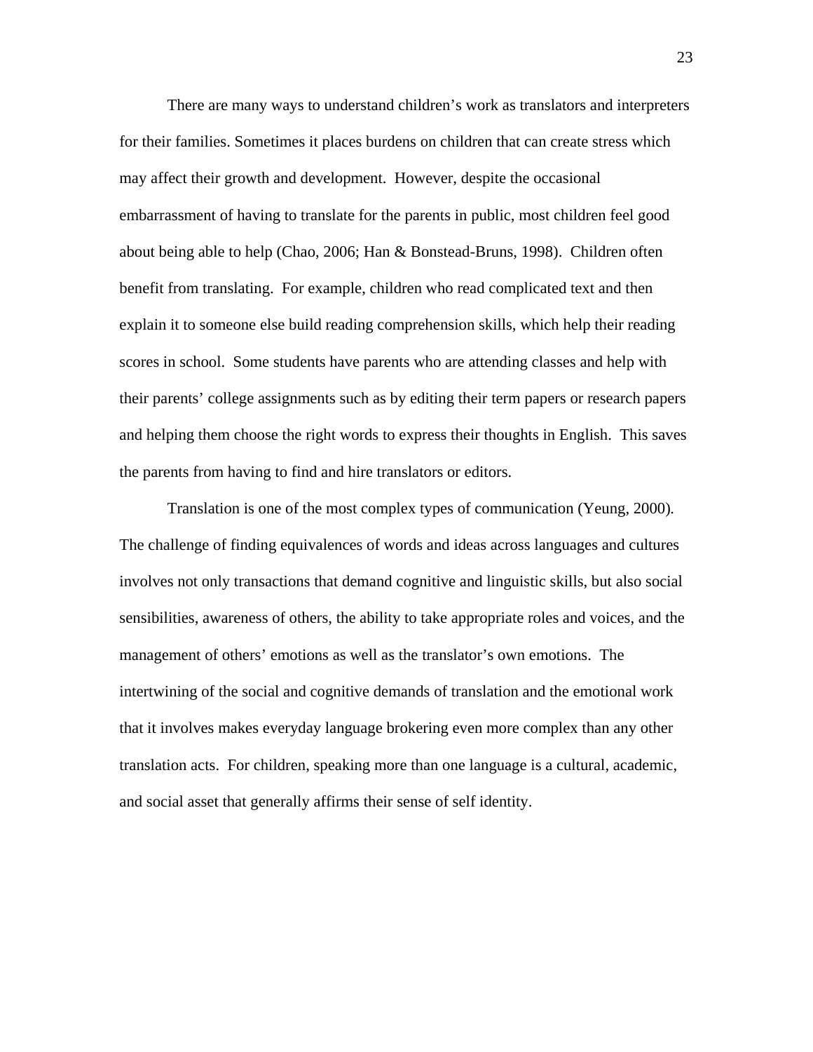There are many ways to understand children's work as translators and interpreters for their families. Sometimes it places burdens on children that can create stress which may affect their growth and development. However, despite the occasional embarrassment of having to translate for the parents in public, most children feel good about being able to help (Chao, 2006; Han & Bonstead-Bruns, 1998). Children often benefit from translating. For example, children who read complicated text and then explain it to someone else build reading comprehension skills, which help their reading scores in school. Some students have parents who are attending classes and help with their parents' college assignments such as by editing their term papers or research papers and helping them choose the right words to express their thoughts in English. This saves the parents from having to find and hire translators or editors.

Translation is one of the most complex types of communication (Yeung, 2000). The challenge of finding equivalences of words and ideas across languages and cultures involves not only transactions that demand cognitive and linguistic skills, but also social sensibilities, awareness of others, the ability to take appropriate roles and voices, and the management of others' emotions as well as the translator's own emotions. The intertwining of the social and cognitive demands of translation and the emotional work that it involves makes everyday language brokering even more complex than any other translation acts. For children, speaking more than one language is a cultural, academic, and social asset that generally affirms their sense of self identity.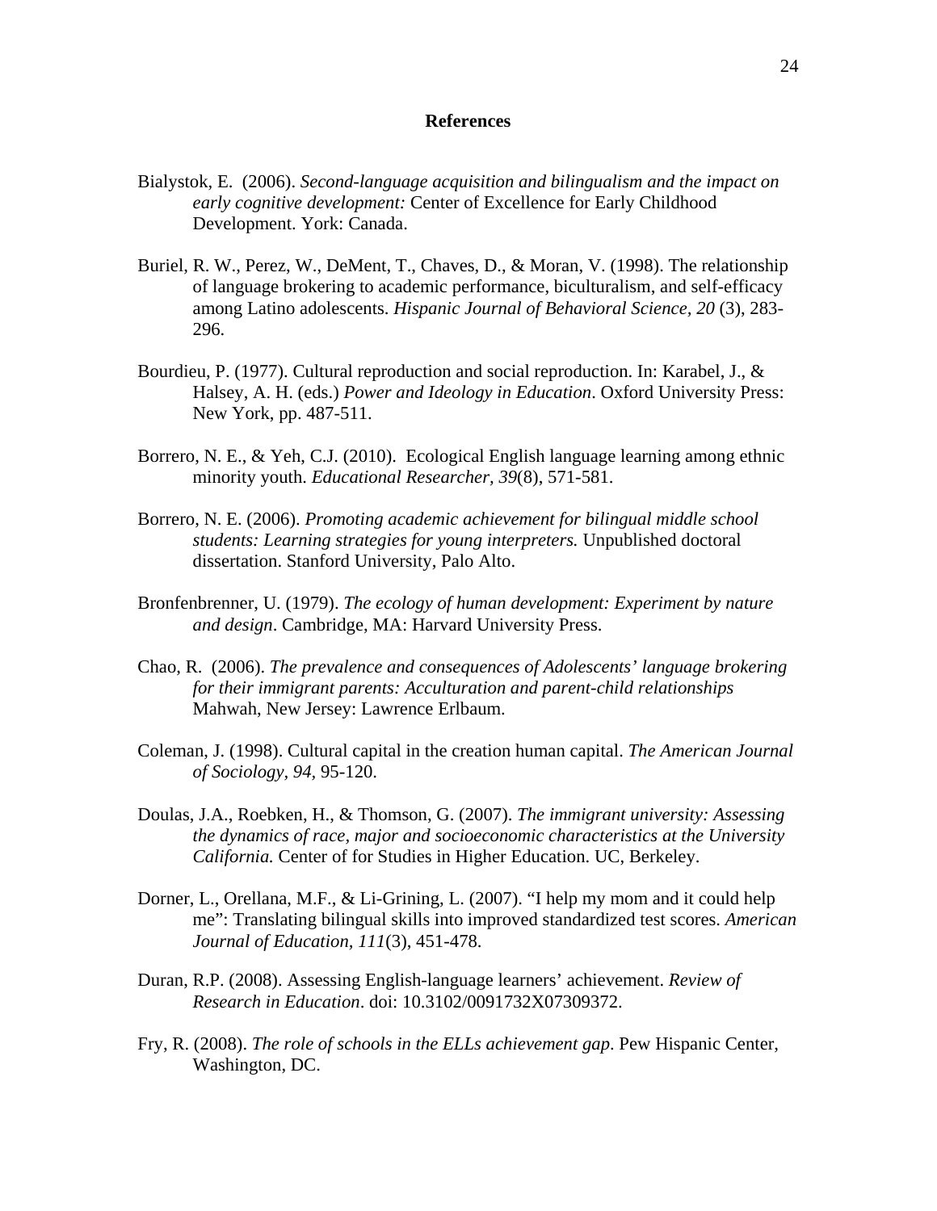## References

Bialystok, E. (2006). *Second-language acquisition and bilingualism and the impact on early cognitive development:* Center of Excellence for Early Childhood Development. York: Canada.

Buriel, R. W., Perez, W., DeMent, T., Chaves, D., & Moran, V. (1998). The relationship of language brokering to academic performance, biculturalism, and self-efficacy among Latino adolescents. *Hispanic Journal of Behavioral Science, 20* (3), 283-296.

Bourdieu, P. (1977). Cultural reproduction and social reproduction. In: Karabel, J., & Halsey, A. H. (eds.) *Power and Ideology in Education*. Oxford University Press: New York, pp. 487-511.

Borrero, N. E., & Yeh, C.J. (2010). Ecological English language learning among ethnic minority youth. *Educational Researcher, 39*(8), 571-581.

Borrero, N. E. (2006). *Promoting academic achievement for bilingual middle school students: Learning strategies for young interpreters.* Unpublished doctoral dissertation. Stanford University, Palo Alto.

Bronfenbrenner, U. (1979). *The ecology of human development: Experiment by nature and design*. Cambridge, MA: Harvard University Press.

Chao, R. (2006). *The prevalence and consequences of Adolescents' language brokering for their immigrant parents: Acculturation and parent-child relationships* Mahwah, New Jersey: Lawrence Erlbaum.

Coleman, J. (1998). Cultural capital in the creation human capital. *The American Journal of Sociology*, *94,* 95-120.

Doulas, J.A., Roebken, H., & Thomson, G. (2007). *The immigrant university: Assessing the dynamics of race, major and socioeconomic characteristics at the University California.* Center of for Studies in Higher Education. UC, Berkeley.

Dorner, L., Orellana, M.F., & Li-Grining, L. (2007). "I help my mom and it could help me": Translating bilingual skills into improved standardized test scores. *American Journal of Education, 111*(3), 451-478.

Duran, R.P. (2008). Assessing English-language learners' achievement. *Review of Research in Education*. doi: 10.3102/0091732X07309372.

Fry, R. (2008). *The role of schools in the ELLs achievement gap*. Pew Hispanic Center, Washington, DC.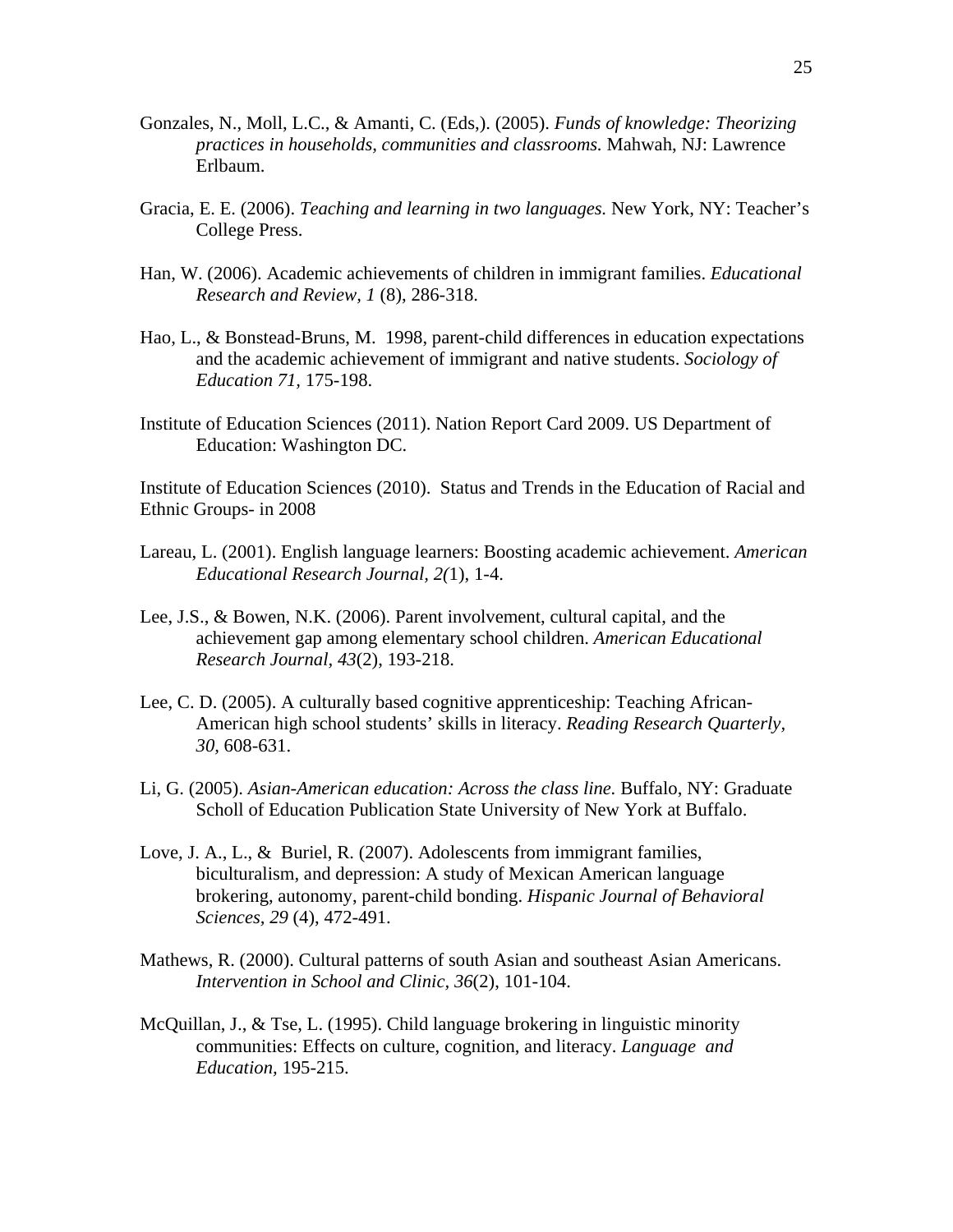Gonzales, N., Moll, L.C., & Amanti, C. (Eds,). (2005). *Funds of knowledge: Theorizing practices in households, communities and classrooms.* Mahwah, NJ: Lawrence Erlbaum.

Gracia, E. E. (2006). *Teaching and learning in two languages.* New York, NY: Teacher's College Press.

Han, W. (2006). Academic achievements of children in immigrant families. *Educational Research and Review, 1* (8), 286-318.

Hao, L., & Bonstead-Bruns, M. 1998, parent-child differences in education expectations and the academic achievement of immigrant and native students. *Sociology of Education 71,* 175-198.

Institute of Education Sciences (2011). Nation Report Card 2009. US Department of Education: Washington DC.

Institute of Education Sciences (2010). Status and Trends in the Education of Racial and Ethnic Groups- in 2008

Lareau, L. (2001). English language learners: Boosting academic achievement. *American Educational Research Journal, 2(*1), 1-4.

Lee, J.S., & Bowen, N.K. (2006). Parent involvement, cultural capital, and the achievement gap among elementary school children. *American Educational Research Journal, 43*(2), 193-218.

Lee, C. D. (2005). A culturally based cognitive apprenticeship: Teaching African-American high school students' skills in literacy. *Reading Research Quarterly, 30,* 608-631.

Li, G. (2005). *Asian-American education: Across the class line.* Buffalo, NY: Graduate Scholl of Education Publication State University of New York at Buffalo.

Love, J. A., L., & Buriel, R. (2007). Adolescents from immigrant families, biculturalism, and depression: A study of Mexican American language brokering, autonomy, parent-child bonding. *Hispanic Journal of Behavioral Sciences, 29* (4), 472-491.

Mathews, R. (2000). Cultural patterns of south Asian and southeast Asian Americans. *Intervention in School and Clinic, 36*(2), 101-104.

McQuillan, J., & Tse, L. (1995). Child language brokering in linguistic minority communities: Effects on culture, cognition, and literacy. *Language and Education,* 195-215.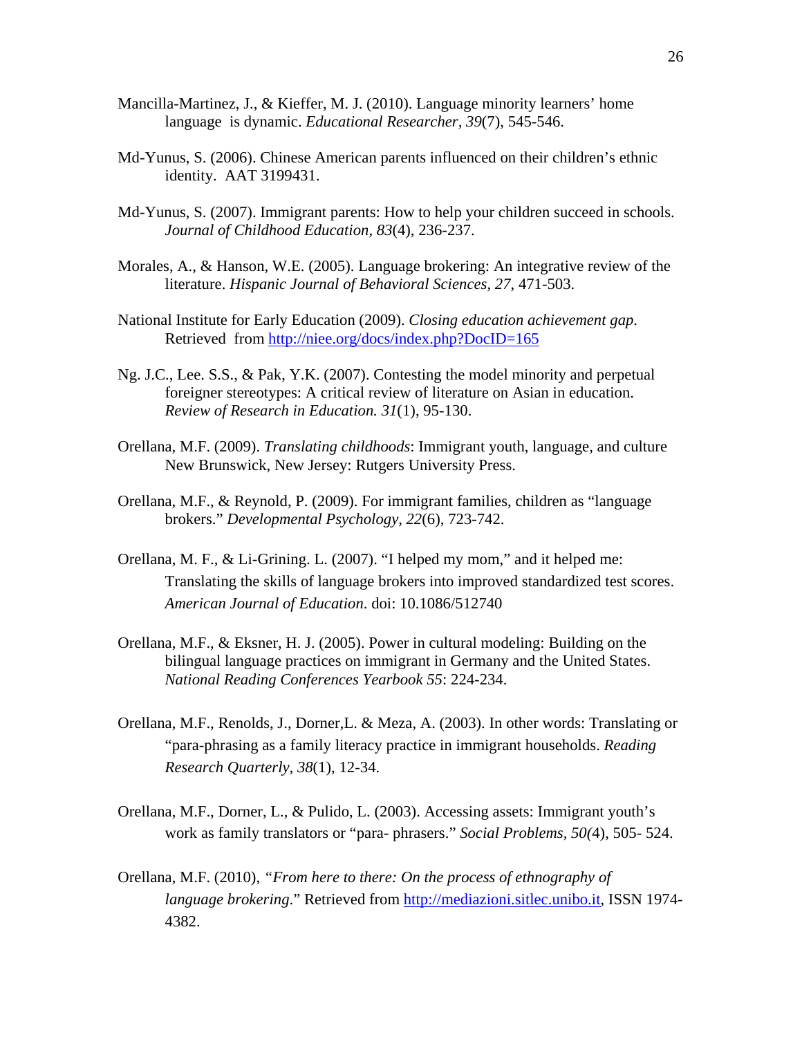Mancilla-Martinez, J., & Kieffer, M. J. (2010). Language minority learners' home language is dynamic. *Educational Researcher, 39*(7), 545-546.

Md-Yunus, S. (2006). Chinese American parents influenced on their children's ethnic identity. AAT 3199431.

Md-Yunus, S. (2007). Immigrant parents: How to help your children succeed in schools. *Journal of Childhood Education, 83*(4), 236-237.

Morales, A., & Hanson, W.E. (2005). Language brokering: An integrative review of the literature. *Hispanic Journal of Behavioral Sciences, 27,* 471-503.

National Institute for Early Education (2009). *Closing education achievement gap*. Retrieved from http://niee.org/docs/index.php?DocID=165

Ng. J.C., Lee. S.S., & Pak, Y.K. (2007). Contesting the model minority and perpetual foreigner stereotypes: A critical review of literature on Asian in education. *Review of Research in Education. 31*(1), 95-130.

Orellana, M.F. (2009). *Translating childhoods*: Immigrant youth, language, and culture New Brunswick, New Jersey: Rutgers University Press.

Orellana, M.F., & Reynold, P. (2009). For immigrant families, children as "language brokers." *Developmental Psychology, 22*(6), 723-742.

Orellana, M. F., & Li-Grining. L. (2007). "I helped my mom," and it helped me: Translating the skills of language brokers into improved standardized test scores. *American Journal of Education*. doi: 10.1086/512740

Orellana, M.F., & Eksner, H. J. (2005). Power in cultural modeling: Building on the bilingual language practices on immigrant in Germany and the United States. *National Reading Conferences Yearbook 55*: 224-234.

Orellana, M.F., Renolds, J., Dorner,L. & Meza, A. (2003). In other words: Translating or "para-phrasing as a family literacy practice in immigrant households. *Reading Research Quarterly, 38*(1), 12-34.

Orellana, M.F., Dorner, L., & Pulido, L. (2003). Accessing assets: Immigrant youth's work as family translators or "para- phrasers." *Social Problems, 50(*4), 505- 524.

Orellana, M.F. (2010), *"From here to there: On the process of ethnography of language brokering.*" Retrieved from http://mediazioni.sitlec.unibo.it, ISSN 1974-4382.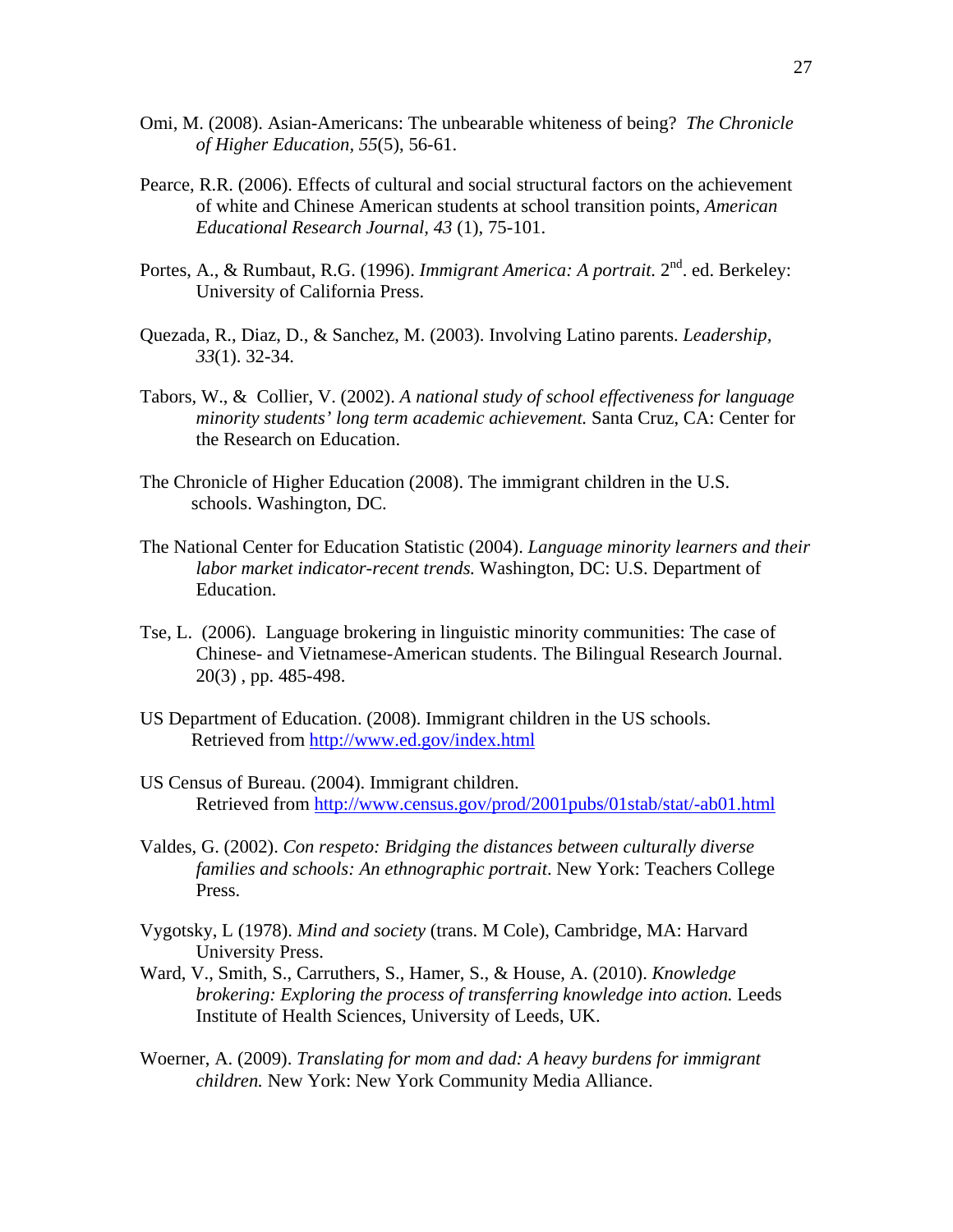Omi, M. (2008). Asian-Americans: The unbearable whiteness of being? *The Chronicle of Higher Education, 55*(5), 56-61.

Pearce, R.R. (2006). Effects of cultural and social structural factors on the achievement of white and Chinese American students at school transition points, *American Educational Research Journal, 43* (1), 75-101.

Portes, A., & Rumbaut, R.G. (1996). *Immigrant America: A portrait.* 2nd. ed. Berkeley: University of California Press.

Quezada, R., Diaz, D., & Sanchez, M. (2003). Involving Latino parents. *Leadership, 33*(1). 32-34.

Tabors, W., & Collier, V. (2002). *A national study of school effectiveness for language minority students' long term academic achievement.* Santa Cruz, CA: Center for the Research on Education.

The Chronicle of Higher Education (2008). The immigrant children in the U.S. schools. Washington, DC.

The National Center for Education Statistic (2004). *Language minority learners and their labor market indicator-recent trends.* Washington, DC: U.S. Department of Education.

Tse, L. (2006). Language brokering in linguistic minority communities: The case of Chinese- and Vietnamese-American students. The Bilingual Research Journal. 20(3) , pp. 485-498.

US Department of Education. (2008). Immigrant children in the US schools. Retrieved from http://www.ed.gov/index.html

US Census of Bureau. (2004). Immigrant children. Retrieved from http://www.census.gov/prod/2001pubs/01stab/stat/-ab01.html

Valdes, G. (2002). *Con respeto: Bridging the distances between culturally diverse families and schools: An ethnographic portrait*. New York: Teachers College Press.

Vygotsky, L (1978). *Mind and society* (trans. M Cole), Cambridge, MA: Harvard University Press.

Ward, V., Smith, S., Carruthers, S., Hamer, S., & House, A. (2010). *Knowledge brokering: Exploring the process of transferring knowledge into action.* Leeds Institute of Health Sciences, University of Leeds, UK.

Woerner, A. (2009). *Translating for mom and dad: A heavy burdens for immigrant children.* New York: New York Community Media Alliance.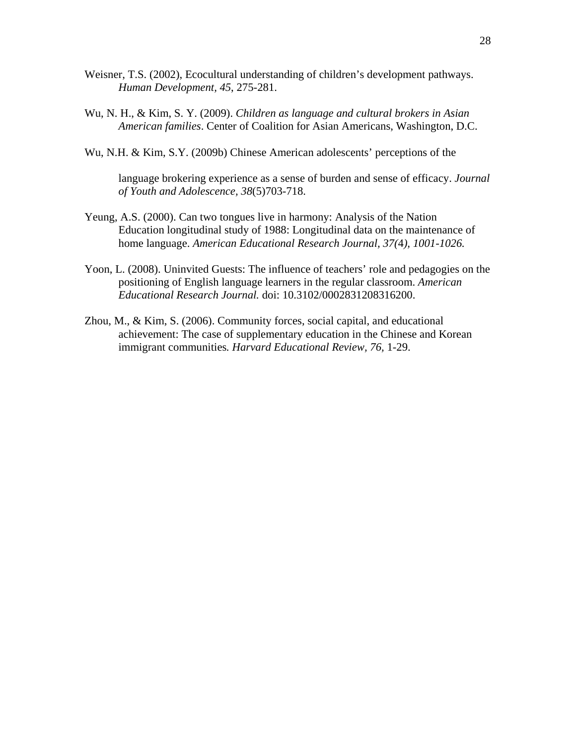Weisner, T.S. (2002), Ecocultural understanding of children's development pathways. *Human Development*, *45*, 275-281.

Wu, N. H., & Kim, S. Y. (2009). *Children as language and cultural brokers in Asian American families*. Center of Coalition for Asian Americans, Washington, D.C.

Wu, N.H. & Kim, S.Y. (2009b) Chinese American adolescents' perceptions of the

language brokering experience as a sense of burden and sense of efficacy. *Journal of Youth and Adolescence, 38*(5)703-718.

Yeung, A.S. (2000). Can two tongues live in harmony: Analysis of the Nation Education longitudinal study of 1988: Longitudinal data on the maintenance of home language. *American Educational Research Journal, 37(4), 1001-1026.*

Yoon, L. (2008). Uninvited Guests: The influence of teachers' role and pedagogies on the positioning of English language learners in the regular classroom. *American Educational Research Journal.* doi: 10.3102/0002831208316200.

Zhou, M., & Kim, S. (2006). Community forces, social capital, and educational achievement: The case of supplementary education in the Chinese and Korean immigrant communities*. Harvard Educational Review*, *76,* 1-29.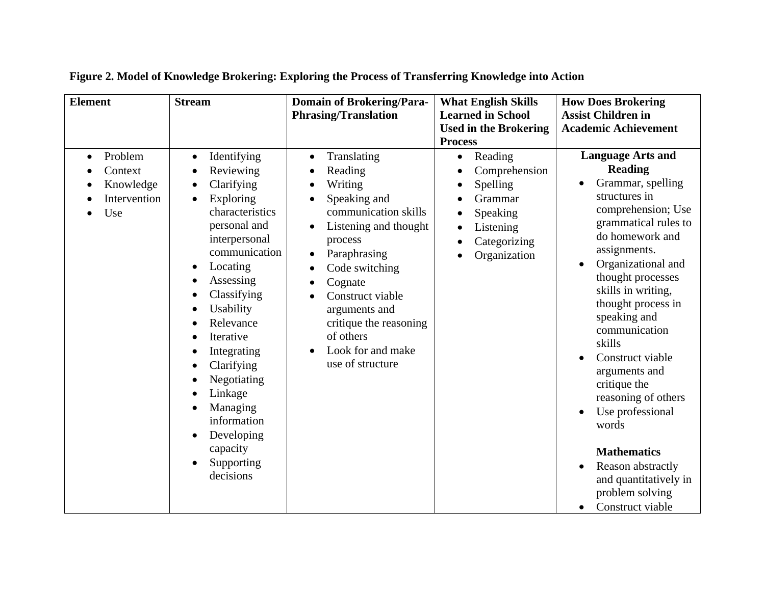**Figure 2. Model of Knowledge Brokering: Exploring the Process of Transferring Knowledge into Action**

| Element | Stream | Domain of Brokering/Para-Phrasing/Translation | What English Skills Learned in School Used in the Brokering Process | How Does Brokering Assist Children in Academic Achievement |
|---|---|---|---|---|
| • Problem<br>• Context<br>• Knowledge<br>• Intervention<br>• Use | • Identifying<br>• Reviewing<br>• Clarifying<br>• Exploring characteristics personal and interpersonal communication<br>• Locating<br>• Assessing<br>• Classifying<br>• Usability<br>• Relevance<br>• Iterative<br>• Integrating<br>• Clarifying<br>• Negotiating<br>• Linkage<br>• Managing information<br>• Developing capacity<br>• Supporting decisions | • Translating<br>• Reading<br>• Writing<br>• Speaking and communication skills<br>• Listening and thought process<br>• Paraphrasing<br>• Code switching<br>• Cognate<br>• Construct viable arguments and critique the reasoning of others<br>• Look for and make use of structure | • Reading<br>• Comprehension<br>• Spelling<br>• Grammar<br>• Speaking<br>• Listening<br>• Categorizing<br>• Organization | **Language Arts and Reading**<br>• Grammar, spelling structures in comprehension; Use grammatical rules to do homework and assignments.<br>• Organizational and thought processes skills in writing, thought process in speaking and communication skills<br>• Construct viable arguments and critique the reasoning of others<br>• Use professional words<br><br>**Mathematics**<br>• Reason abstractly and quantitatively in problem solving<br>• Construct viable |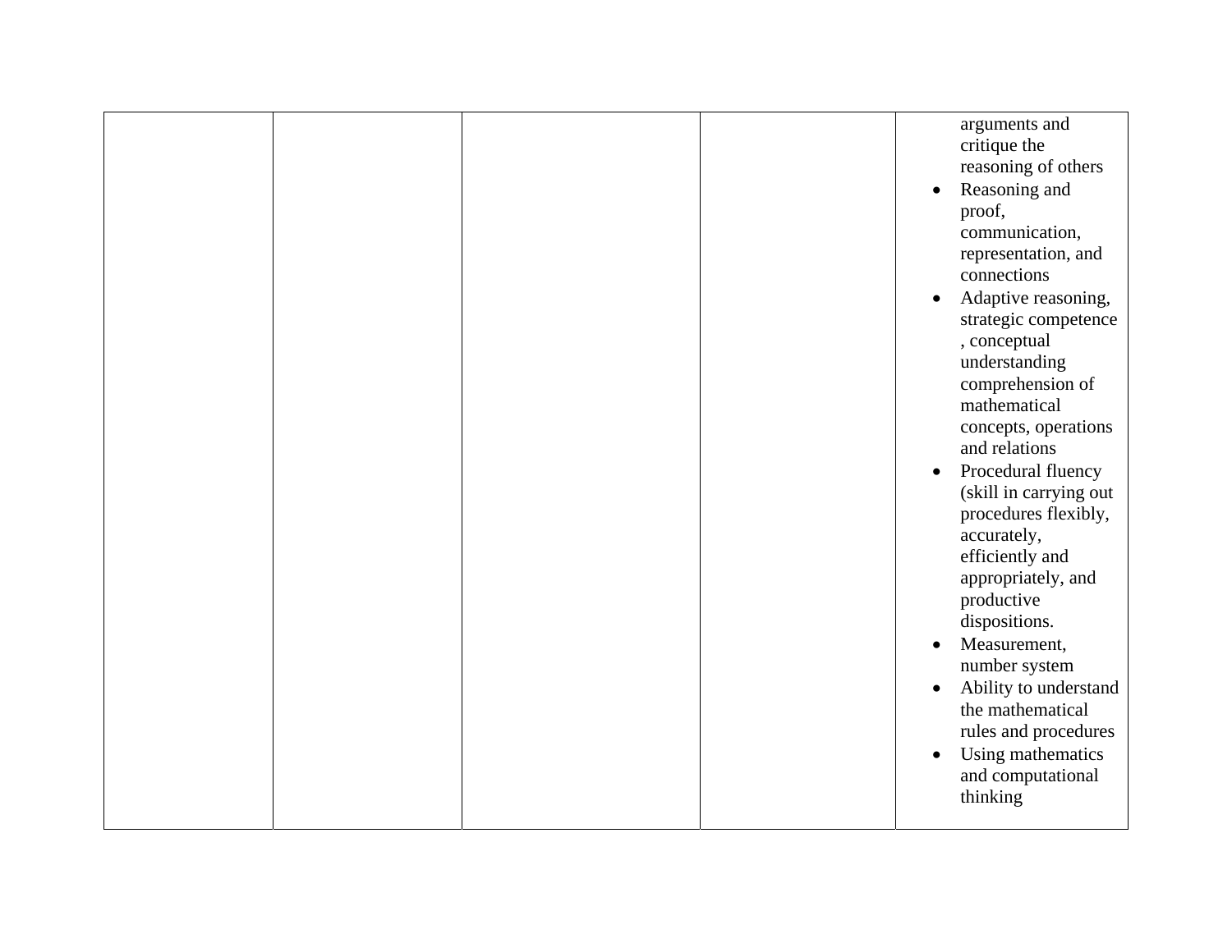| | | | | |
|---|---|---|---|---|
| | | | | arguments and critique the reasoning of others<br>• Reasoning and proof, communication, representation, and connections<br>• Adaptive reasoning, strategic competence , conceptual understanding comprehension of mathematical concepts, operations and relations<br>• Procedural fluency (skill in carrying out procedures flexibly, accurately, efficiently and appropriately, and productive dispositions.<br>• Measurement, number system<br>• Ability to understand the mathematical rules and procedures<br>• Using mathematics and computational thinking |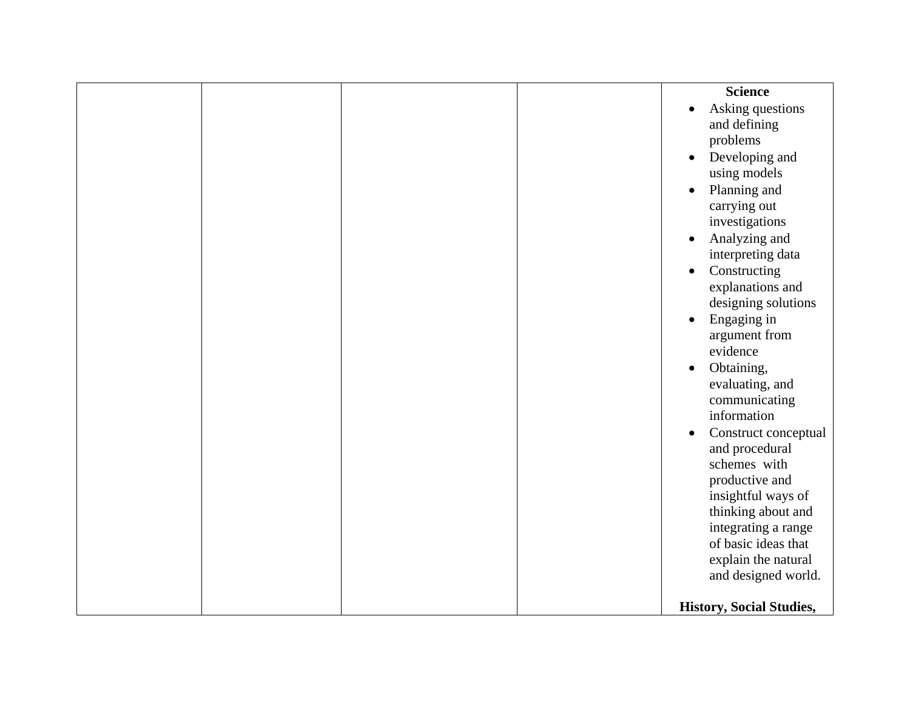|  |  |  |  | **Science**<br>• Asking questions and defining problems<br>• Developing and using models<br>• Planning and carrying out investigations<br>• Analyzing and interpreting data<br>• Constructing explanations and designing solutions<br>• Engaging in argument from evidence<br>• Obtaining, evaluating, and communicating information<br>• Construct conceptual and procedural schemes with productive and insightful ways of thinking about and integrating a range of basic ideas that explain the natural and designed world.<br><br>**History, Social Studies,** |
|---|---|---|---|---|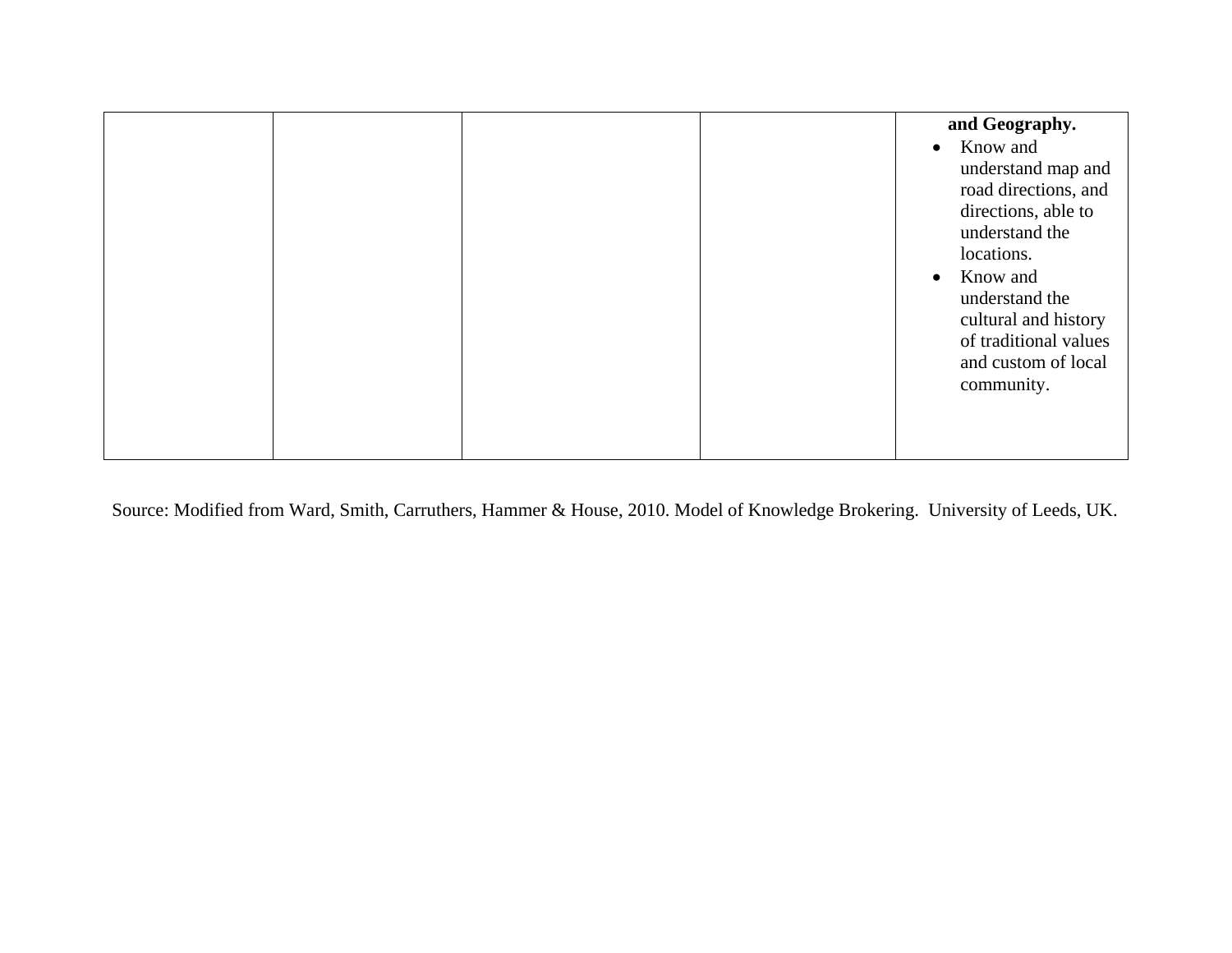| | | | | |
|---|---|---|---|---|
| | | | | **and Geography.**<br>• Know and understand map and road directions, and directions, able to understand the locations.<br>• Know and understand the cultural and history of traditional values and custom of local community. |

Source: Modified from Ward, Smith, Carruthers, Hammer & House, 2010. Model of Knowledge Brokering. University of Leeds, UK.